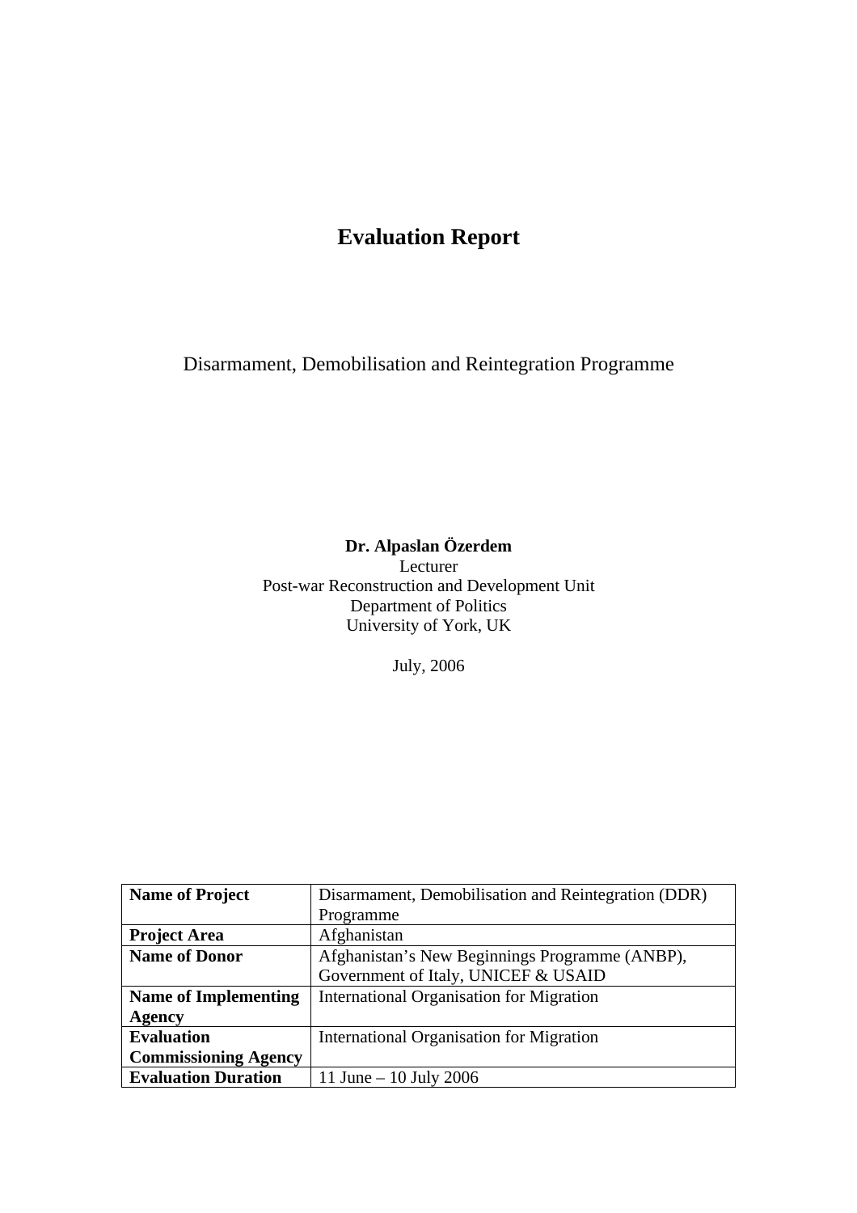# Evaluation Report

Disarmament, Demobilisation and Reintegration Programme

**Dr. Alpaslan Özerdem**
Lecturer
Post-war Reconstruction and Development Unit
Department of Politics
University of York, UK

July, 2006

| **Name of Project** | Disarmament, Demobilisation and Reintegration (DDR) Programme |
|---|---|
| **Project Area** | Afghanistan |
| **Name of Donor** | Afghanistan's New Beginnings Programme (ANBP), Government of Italy, UNICEF & USAID |
| **Name of Implementing Agency** | International Organisation for Migration |
| **Evaluation Commissioning Agency** | International Organisation for Migration |
| **Evaluation Duration** | 11 June – 10 July 2006 |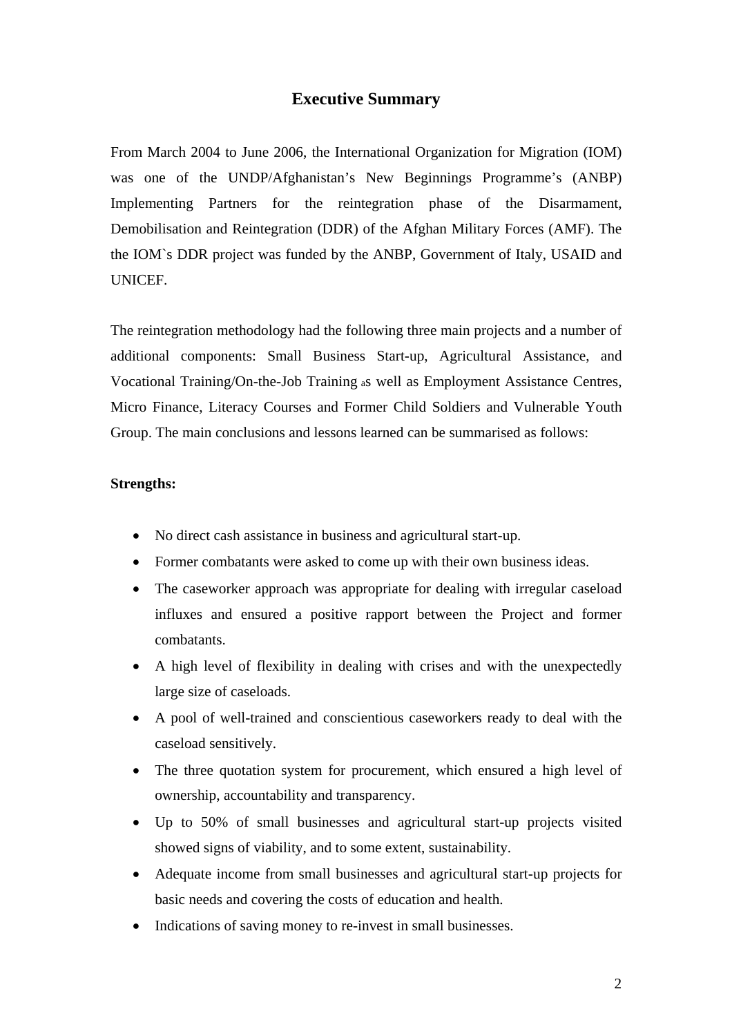# Executive Summary

From March 2004 to June 2006, the International Organization for Migration (IOM) was one of the UNDP/Afghanistan's New Beginnings Programme's (ANBP) Implementing Partners for the reintegration phase of the Disarmament, Demobilisation and Reintegration (DDR) of the Afghan Military Forces (AMF). The the IOM`s DDR project was funded by the ANBP, Government of Italy, USAID and UNICEF.

The reintegration methodology had the following three main projects and a number of additional components: Small Business Start-up, Agricultural Assistance, and Vocational Training/On-the-Job Training as well as Employment Assistance Centres, Micro Finance, Literacy Courses and Former Child Soldiers and Vulnerable Youth Group. The main conclusions and lessons learned can be summarised as follows:

**Strengths:**

- No direct cash assistance in business and agricultural start-up.
- Former combatants were asked to come up with their own business ideas.
- The caseworker approach was appropriate for dealing with irregular caseload influxes and ensured a positive rapport between the Project and former combatants.
- A high level of flexibility in dealing with crises and with the unexpectedly large size of caseloads.
- A pool of well-trained and conscientious caseworkers ready to deal with the caseload sensitively.
- The three quotation system for procurement, which ensured a high level of ownership, accountability and transparency.
- Up to 50% of small businesses and agricultural start-up projects visited showed signs of viability, and to some extent, sustainability.
- Adequate income from small businesses and agricultural start-up projects for basic needs and covering the costs of education and health.
- Indications of saving money to re-invest in small businesses.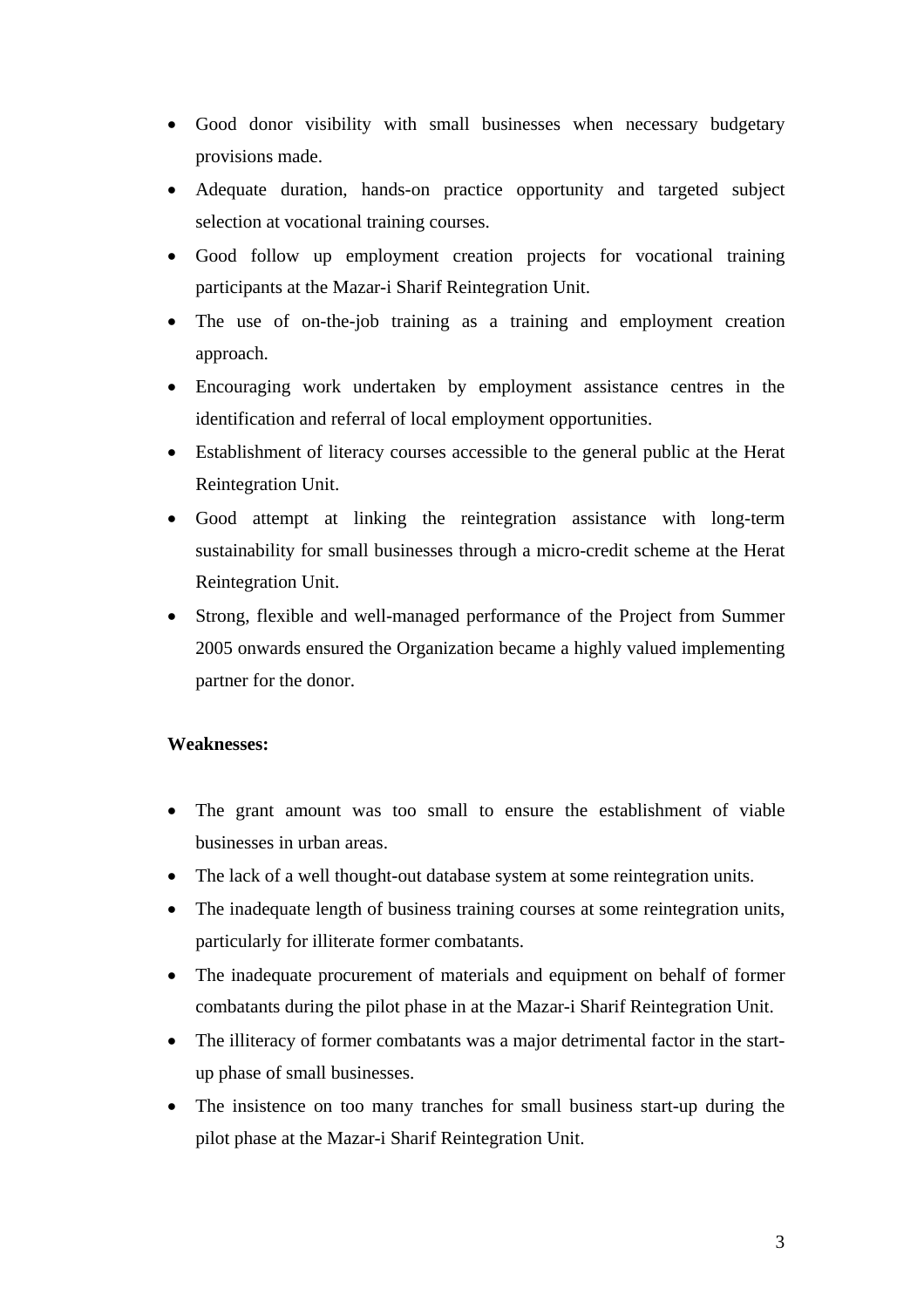- Good donor visibility with small businesses when necessary budgetary provisions made.
- Adequate duration, hands-on practice opportunity and targeted subject selection at vocational training courses.
- Good follow up employment creation projects for vocational training participants at the Mazar-i Sharif Reintegration Unit.
- The use of on-the-job training as a training and employment creation approach.
- Encouraging work undertaken by employment assistance centres in the identification and referral of local employment opportunities.
- Establishment of literacy courses accessible to the general public at the Herat Reintegration Unit.
- Good attempt at linking the reintegration assistance with long-term sustainability for small businesses through a micro-credit scheme at the Herat Reintegration Unit.
- Strong, flexible and well-managed performance of the Project from Summer 2005 onwards ensured the Organization became a highly valued implementing partner for the donor.

**Weaknesses:**

- The grant amount was too small to ensure the establishment of viable businesses in urban areas.
- The lack of a well thought-out database system at some reintegration units.
- The inadequate length of business training courses at some reintegration units, particularly for illiterate former combatants.
- The inadequate procurement of materials and equipment on behalf of former combatants during the pilot phase in at the Mazar-i Sharif Reintegration Unit.
- The illiteracy of former combatants was a major detrimental factor in the start-up phase of small businesses.
- The insistence on too many tranches for small business start-up during the pilot phase at the Mazar-i Sharif Reintegration Unit.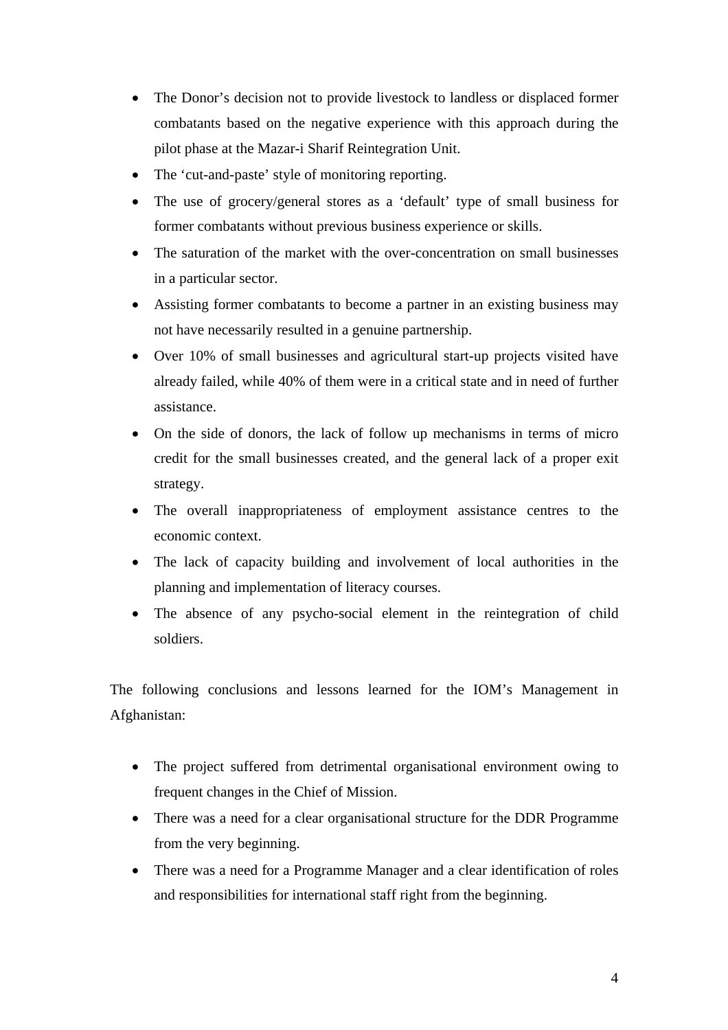- The Donor's decision not to provide livestock to landless or displaced former combatants based on the negative experience with this approach during the pilot phase at the Mazar-i Sharif Reintegration Unit.
- The 'cut-and-paste' style of monitoring reporting.
- The use of grocery/general stores as a 'default' type of small business for former combatants without previous business experience or skills.
- The saturation of the market with the over-concentration on small businesses in a particular sector.
- Assisting former combatants to become a partner in an existing business may not have necessarily resulted in a genuine partnership.
- Over 10% of small businesses and agricultural start-up projects visited have already failed, while 40% of them were in a critical state and in need of further assistance.
- On the side of donors, the lack of follow up mechanisms in terms of micro credit for the small businesses created, and the general lack of a proper exit strategy.
- The overall inappropriateness of employment assistance centres to the economic context.
- The lack of capacity building and involvement of local authorities in the planning and implementation of literacy courses.
- The absence of any psycho-social element in the reintegration of child soldiers.

The following conclusions and lessons learned for the IOM's Management in Afghanistan:

- The project suffered from detrimental organisational environment owing to frequent changes in the Chief of Mission.
- There was a need for a clear organisational structure for the DDR Programme from the very beginning.
- There was a need for a Programme Manager and a clear identification of roles and responsibilities for international staff right from the beginning.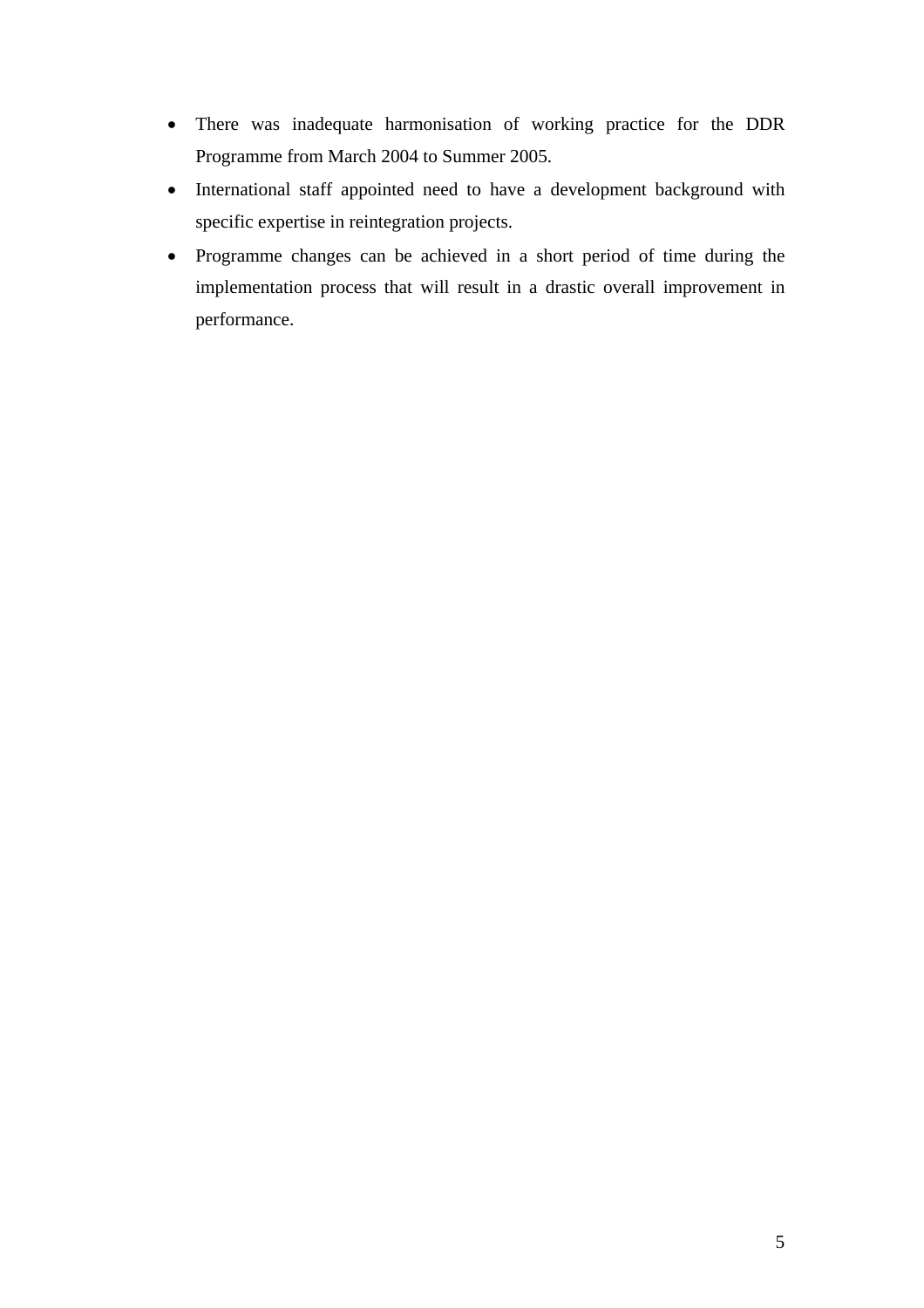- There was inadequate harmonisation of working practice for the DDR Programme from March 2004 to Summer 2005.
- International staff appointed need to have a development background with specific expertise in reintegration projects.
- Programme changes can be achieved in a short period of time during the implementation process that will result in a drastic overall improvement in performance.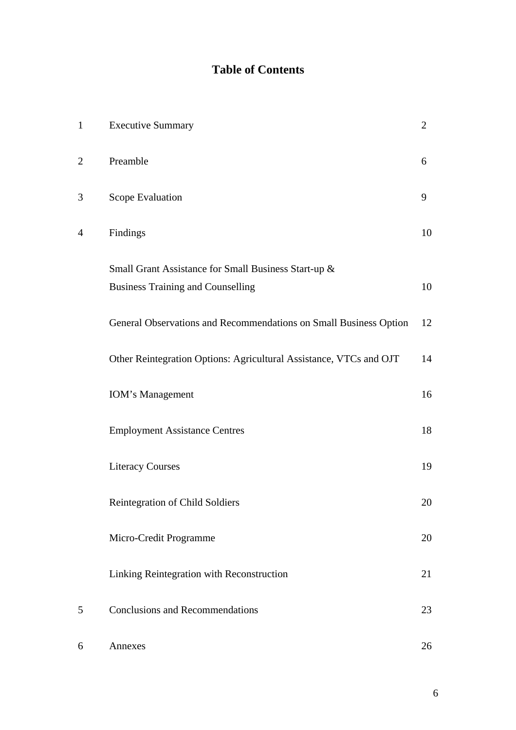# Table of Contents

| | | |
|---|---|---|
| 1 | Executive Summary | 2 |
| 2 | Preamble | 6 |
| 3 | Scope Evaluation | 9 |
| 4 | Findings | 10 |
| | Small Grant Assistance for Small Business Start-up & Business Training and Counselling | 10 |
| | General Observations and Recommendations on Small Business Option | 12 |
| | Other Reintegration Options: Agricultural Assistance, VTCs and OJT | 14 |
| | IOM's Management | 16 |
| | Employment Assistance Centres | 18 |
| | Literacy Courses | 19 |
| | Reintegration of Child Soldiers | 20 |
| | Micro-Credit Programme | 20 |
| | Linking Reintegration with Reconstruction | 21 |
| 5 | Conclusions and Recommendations | 23 |
| 6 | Annexes | 26 |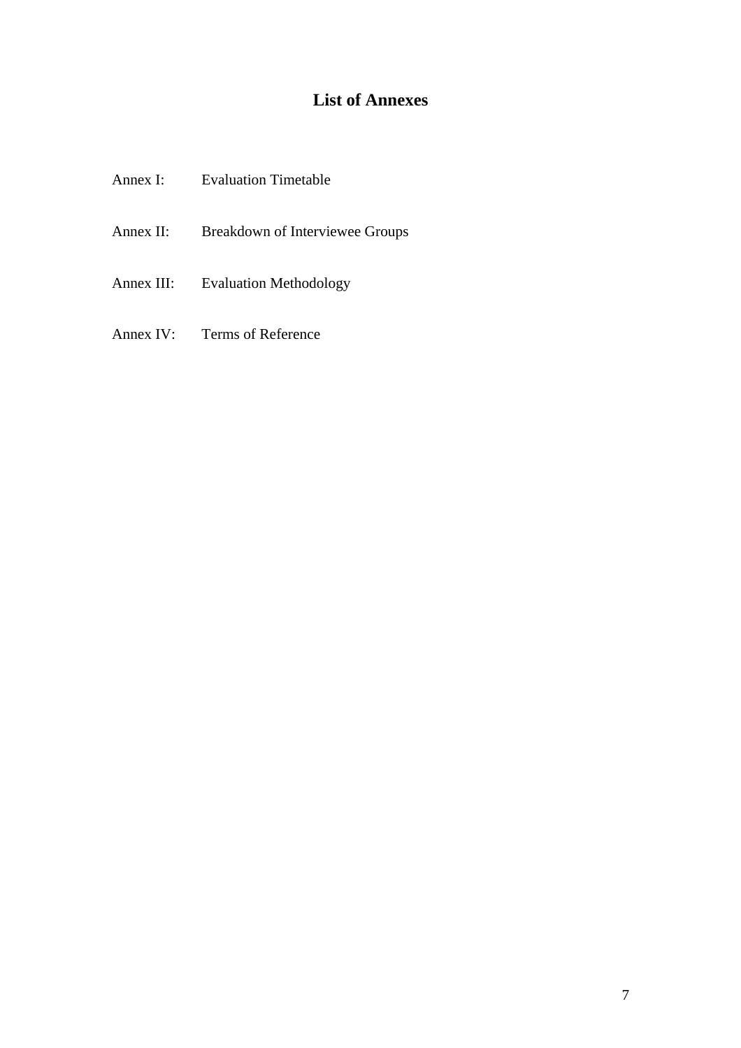# List of Annexes

Annex I: Evaluation Timetable

Annex II: Breakdown of Interviewee Groups

Annex III: Evaluation Methodology

Annex IV: Terms of Reference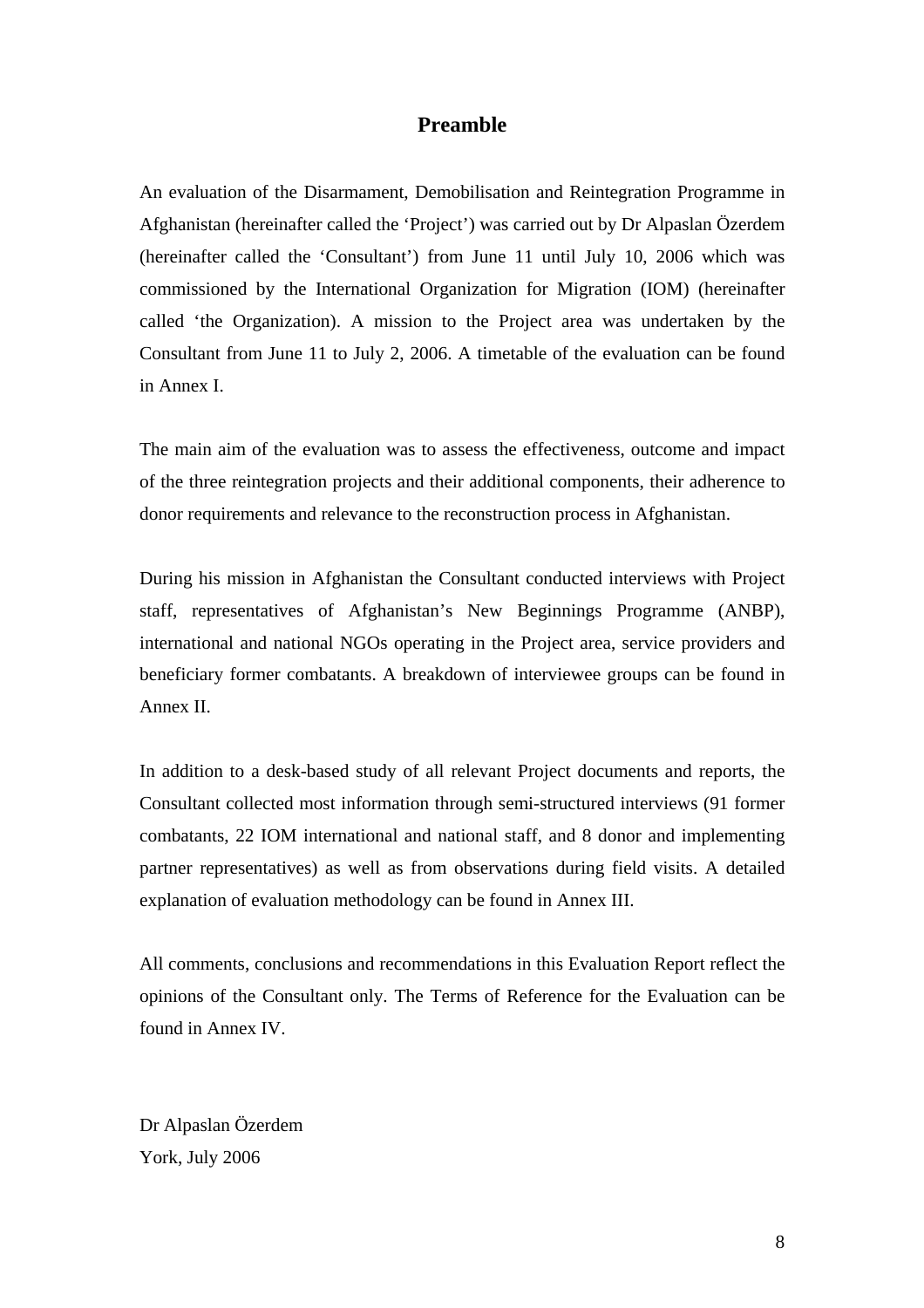# Preamble

An evaluation of the Disarmament, Demobilisation and Reintegration Programme in Afghanistan (hereinafter called the 'Project') was carried out by Dr Alpaslan Özerdem (hereinafter called the 'Consultant') from June 11 until July 10, 2006 which was commissioned by the International Organization for Migration (IOM) (hereinafter called 'the Organization). A mission to the Project area was undertaken by the Consultant from June 11 to July 2, 2006. A timetable of the evaluation can be found in Annex I.

The main aim of the evaluation was to assess the effectiveness, outcome and impact of the three reintegration projects and their additional components, their adherence to donor requirements and relevance to the reconstruction process in Afghanistan.

During his mission in Afghanistan the Consultant conducted interviews with Project staff, representatives of Afghanistan's New Beginnings Programme (ANBP), international and national NGOs operating in the Project area, service providers and beneficiary former combatants. A breakdown of interviewee groups can be found in Annex II.

In addition to a desk-based study of all relevant Project documents and reports, the Consultant collected most information through semi-structured interviews (91 former combatants, 22 IOM international and national staff, and 8 donor and implementing partner representatives) as well as from observations during field visits. A detailed explanation of evaluation methodology can be found in Annex III.

All comments, conclusions and recommendations in this Evaluation Report reflect the opinions of the Consultant only. The Terms of Reference for the Evaluation can be found in Annex IV.

Dr Alpaslan Özerdem
York, July 2006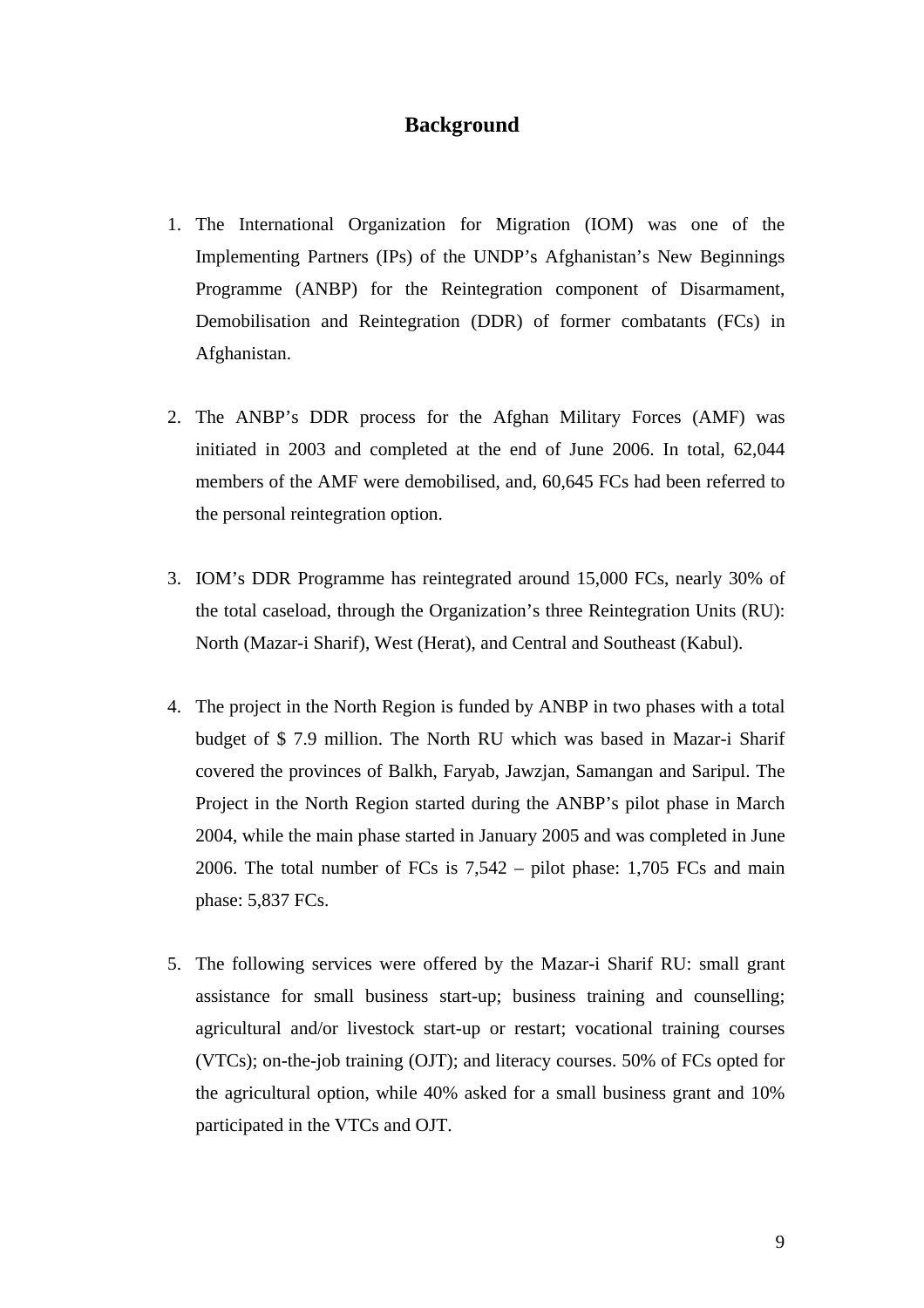# Background

1. The International Organization for Migration (IOM) was one of the Implementing Partners (IPs) of the UNDP's Afghanistan's New Beginnings Programme (ANBP) for the Reintegration component of Disarmament, Demobilisation and Reintegration (DDR) of former combatants (FCs) in Afghanistan.

2. The ANBP's DDR process for the Afghan Military Forces (AMF) was initiated in 2003 and completed at the end of June 2006. In total, 62,044 members of the AMF were demobilised, and, 60,645 FCs had been referred to the personal reintegration option.

3. IOM's DDR Programme has reintegrated around 15,000 FCs, nearly 30% of the total caseload, through the Organization's three Reintegration Units (RU): North (Mazar-i Sharif), West (Herat), and Central and Southeast (Kabul).

4. The project in the North Region is funded by ANBP in two phases with a total budget of $ 7.9 million. The North RU which was based in Mazar-i Sharif covered the provinces of Balkh, Faryab, Jawzjan, Samangan and Saripul. The Project in the North Region started during the ANBP's pilot phase in March 2004, while the main phase started in January 2005 and was completed in June 2006. The total number of FCs is 7,542 – pilot phase: 1,705 FCs and main phase: 5,837 FCs.

5. The following services were offered by the Mazar-i Sharif RU: small grant assistance for small business start-up; business training and counselling; agricultural and/or livestock start-up or restart; vocational training courses (VTCs); on-the-job training (OJT); and literacy courses. 50% of FCs opted for the agricultural option, while 40% asked for a small business grant and 10% participated in the VTCs and OJT.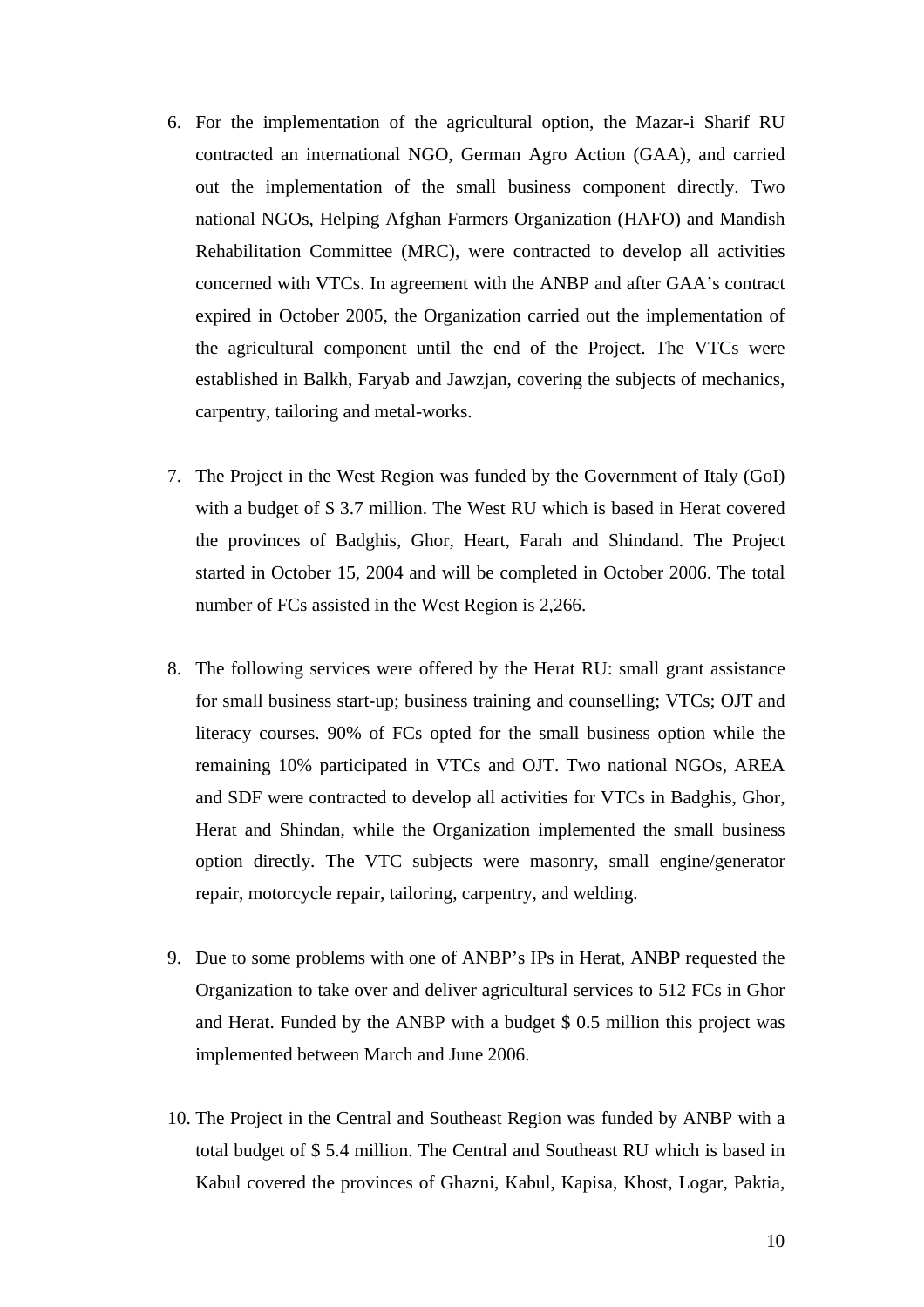6. For the implementation of the agricultural option, the Mazar-i Sharif RU contracted an international NGO, German Agro Action (GAA), and carried out the implementation of the small business component directly. Two national NGOs, Helping Afghan Farmers Organization (HAFO) and Mandish Rehabilitation Committee (MRC), were contracted to develop all activities concerned with VTCs. In agreement with the ANBP and after GAA's contract expired in October 2005, the Organization carried out the implementation of the agricultural component until the end of the Project. The VTCs were established in Balkh, Faryab and Jawzjan, covering the subjects of mechanics, carpentry, tailoring and metal-works.

7. The Project in the West Region was funded by the Government of Italy (GoI) with a budget of $ 3.7 million. The West RU which is based in Herat covered the provinces of Badghis, Ghor, Heart, Farah and Shindand. The Project started in October 15, 2004 and will be completed in October 2006. The total number of FCs assisted in the West Region is 2,266.

8. The following services were offered by the Herat RU: small grant assistance for small business start-up; business training and counselling; VTCs; OJT and literacy courses. 90% of FCs opted for the small business option while the remaining 10% participated in VTCs and OJT. Two national NGOs, AREA and SDF were contracted to develop all activities for VTCs in Badghis, Ghor, Herat and Shindan, while the Organization implemented the small business option directly. The VTC subjects were masonry, small engine/generator repair, motorcycle repair, tailoring, carpentry, and welding.

9. Due to some problems with one of ANBP's IPs in Herat, ANBP requested the Organization to take over and deliver agricultural services to 512 FCs in Ghor and Herat. Funded by the ANBP with a budget $ 0.5 million this project was implemented between March and June 2006.

10. The Project in the Central and Southeast Region was funded by ANBP with a total budget of $ 5.4 million. The Central and Southeast RU which is based in Kabul covered the provinces of Ghazni, Kabul, Kapisa, Khost, Logar, Paktia,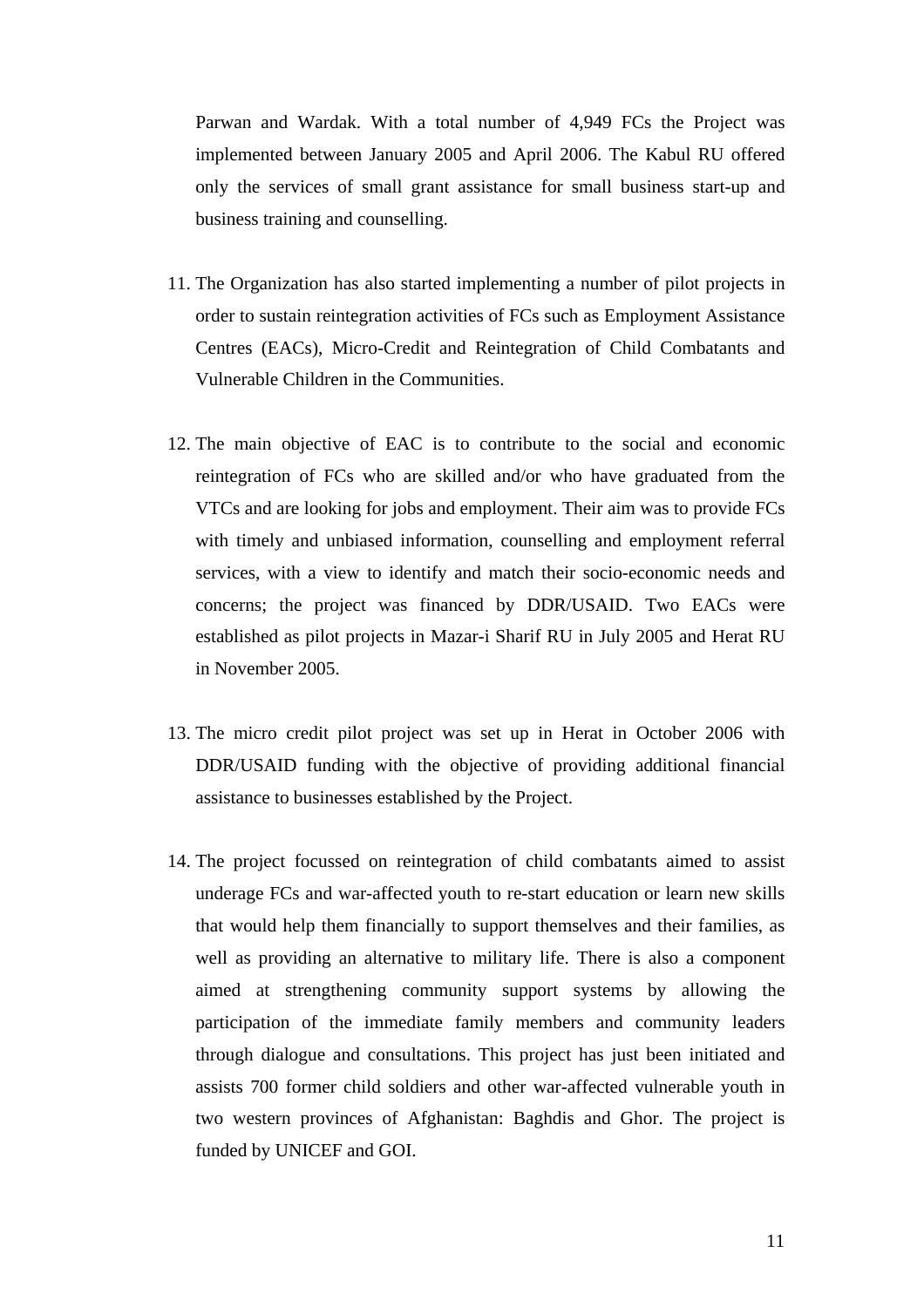Parwan and Wardak. With a total number of 4,949 FCs the Project was implemented between January 2005 and April 2006. The Kabul RU offered only the services of small grant assistance for small business start-up and business training and counselling.

11. The Organization has also started implementing a number of pilot projects in order to sustain reintegration activities of FCs such as Employment Assistance Centres (EACs), Micro-Credit and Reintegration of Child Combatants and Vulnerable Children in the Communities.

12. The main objective of EAC is to contribute to the social and economic reintegration of FCs who are skilled and/or who have graduated from the VTCs and are looking for jobs and employment. Their aim was to provide FCs with timely and unbiased information, counselling and employment referral services, with a view to identify and match their socio-economic needs and concerns; the project was financed by DDR/USAID. Two EACs were established as pilot projects in Mazar-i Sharif RU in July 2005 and Herat RU in November 2005.

13. The micro credit pilot project was set up in Herat in October 2006 with DDR/USAID funding with the objective of providing additional financial assistance to businesses established by the Project.

14. The project focussed on reintegration of child combatants aimed to assist underage FCs and war-affected youth to re-start education or learn new skills that would help them financially to support themselves and their families, as well as providing an alternative to military life. There is also a component aimed at strengthening community support systems by allowing the participation of the immediate family members and community leaders through dialogue and consultations. This project has just been initiated and assists 700 former child soldiers and other war-affected vulnerable youth in two western provinces of Afghanistan: Baghdis and Ghor. The project is funded by UNICEF and GOI.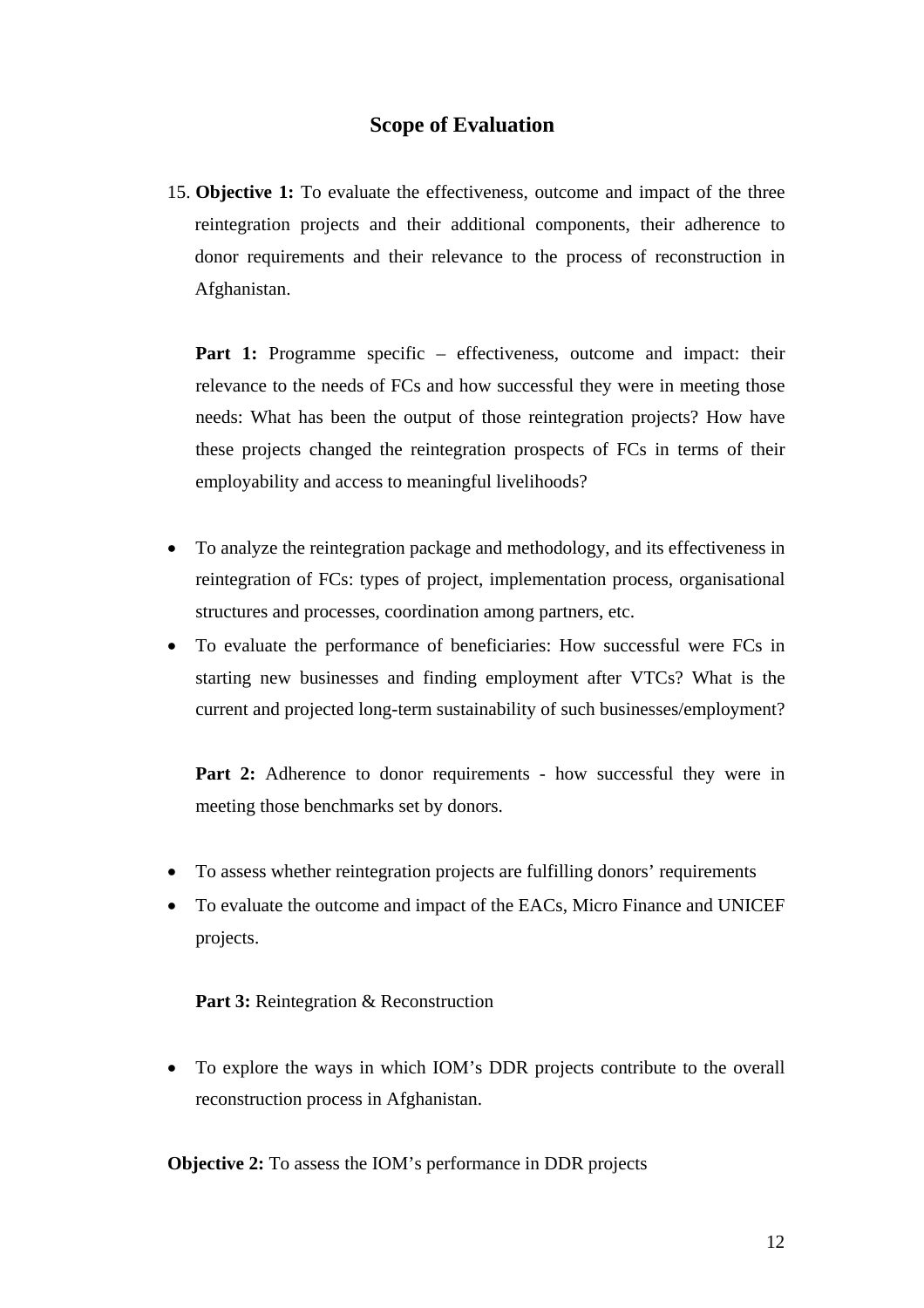## Scope of Evaluation

15. **Objective 1:** To evaluate the effectiveness, outcome and impact of the three reintegration projects and their additional components, their adherence to donor requirements and their relevance to the process of reconstruction in Afghanistan.

    **Part 1:** Programme specific – effectiveness, outcome and impact: their relevance to the needs of FCs and how successful they were in meeting those needs: What has been the output of those reintegration projects? How have these projects changed the reintegration prospects of FCs in terms of their employability and access to meaningful livelihoods?

- To analyze the reintegration package and methodology, and its effectiveness in reintegration of FCs: types of project, implementation process, organisational structures and processes, coordination among partners, etc.
- To evaluate the performance of beneficiaries: How successful were FCs in starting new businesses and finding employment after VTCs? What is the current and projected long-term sustainability of such businesses/employment?

**Part 2:** Adherence to donor requirements - how successful they were in meeting those benchmarks set by donors.

- To assess whether reintegration projects are fulfilling donors' requirements
- To evaluate the outcome and impact of the EACs, Micro Finance and UNICEF projects.

**Part 3:** Reintegration & Reconstruction

- To explore the ways in which IOM's DDR projects contribute to the overall reconstruction process in Afghanistan.

**Objective 2:** To assess the IOM's performance in DDR projects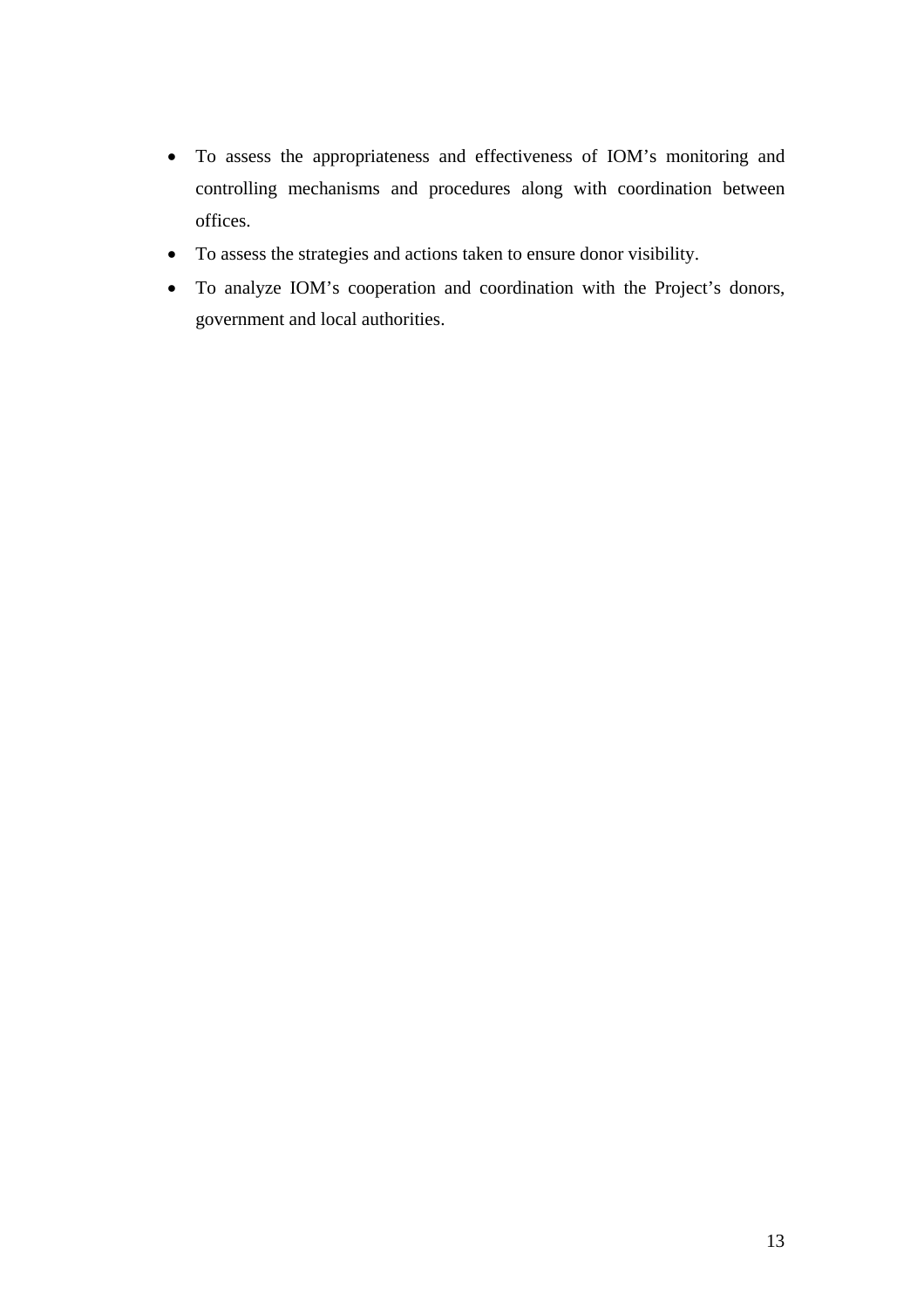- To assess the appropriateness and effectiveness of IOM's monitoring and controlling mechanisms and procedures along with coordination between offices.
- To assess the strategies and actions taken to ensure donor visibility.
- To analyze IOM's cooperation and coordination with the Project's donors, government and local authorities.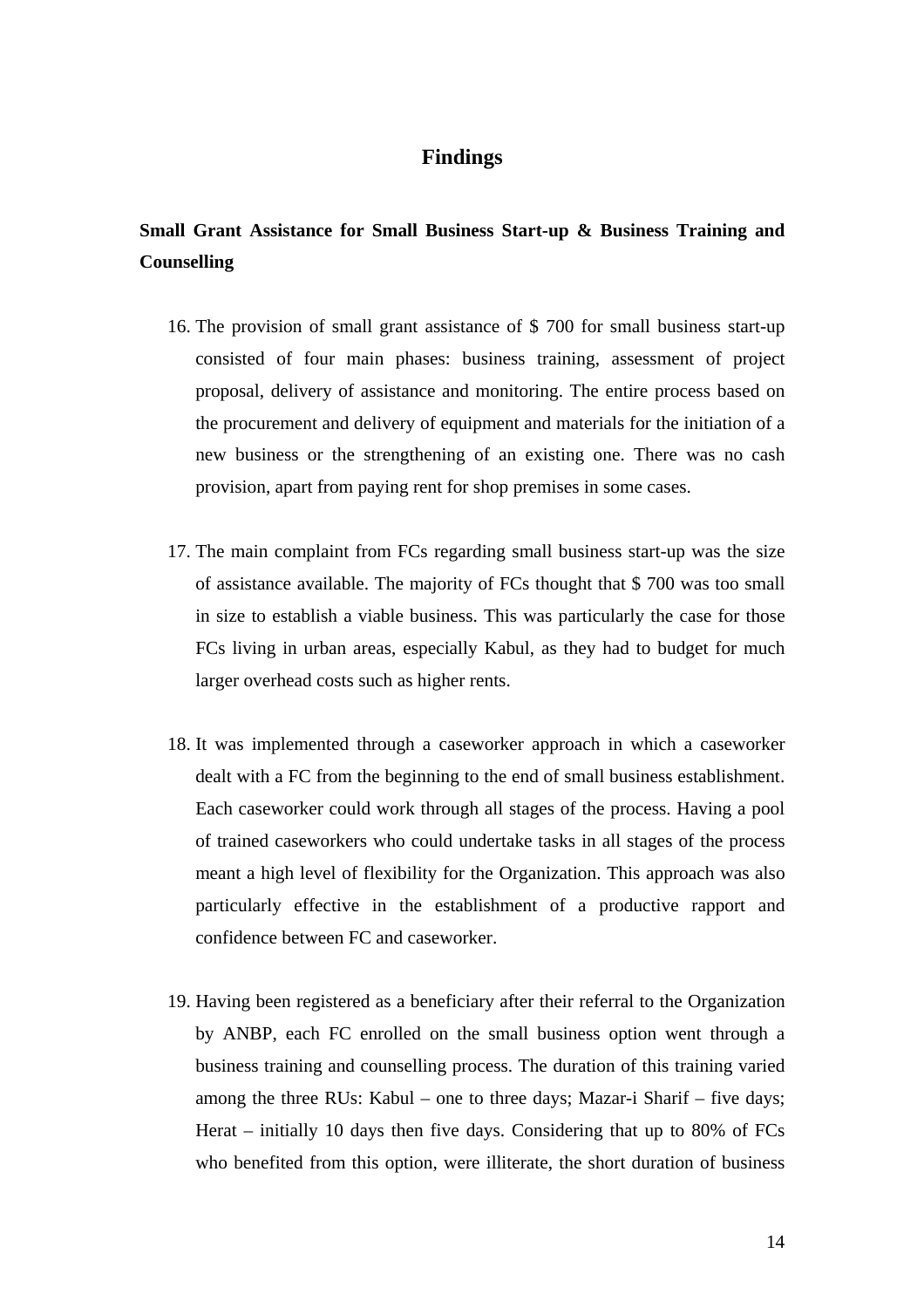# Findings

**Small Grant Assistance for Small Business Start-up & Business Training and Counselling**

16. The provision of small grant assistance of $ 700 for small business start-up consisted of four main phases: business training, assessment of project proposal, delivery of assistance and monitoring. The entire process based on the procurement and delivery of equipment and materials for the initiation of a new business or the strengthening of an existing one. There was no cash provision, apart from paying rent for shop premises in some cases.

17. The main complaint from FCs regarding small business start-up was the size of assistance available. The majority of FCs thought that $ 700 was too small in size to establish a viable business. This was particularly the case for those FCs living in urban areas, especially Kabul, as they had to budget for much larger overhead costs such as higher rents.

18. It was implemented through a caseworker approach in which a caseworker dealt with a FC from the beginning to the end of small business establishment. Each caseworker could work through all stages of the process. Having a pool of trained caseworkers who could undertake tasks in all stages of the process meant a high level of flexibility for the Organization. This approach was also particularly effective in the establishment of a productive rapport and confidence between FC and caseworker.

19. Having been registered as a beneficiary after their referral to the Organization by ANBP, each FC enrolled on the small business option went through a business training and counselling process. The duration of this training varied among the three RUs: Kabul – one to three days; Mazar-i Sharif – five days; Herat – initially 10 days then five days. Considering that up to 80% of FCs who benefited from this option, were illiterate, the short duration of business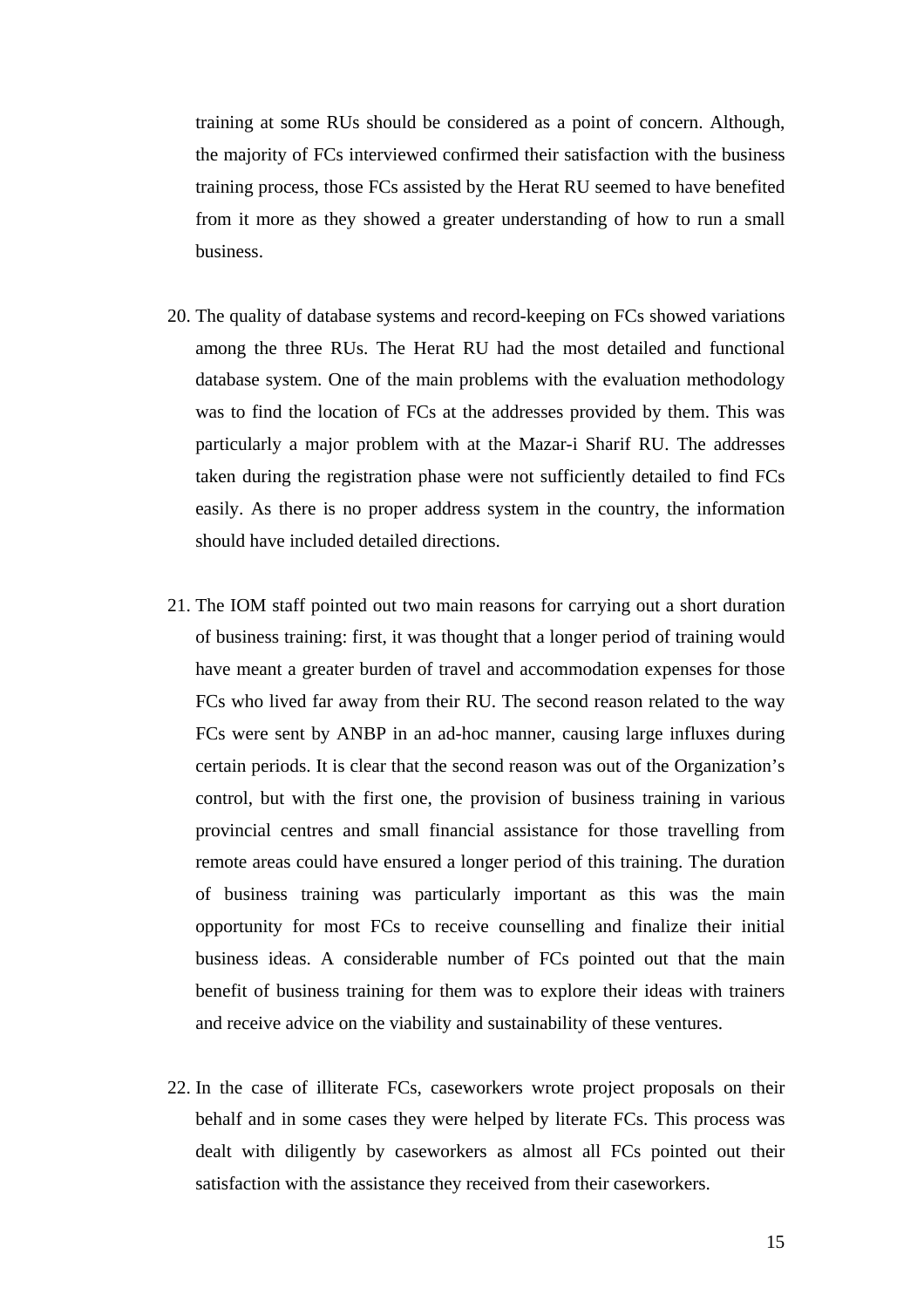training at some RUs should be considered as a point of concern. Although, the majority of FCs interviewed confirmed their satisfaction with the business training process, those FCs assisted by the Herat RU seemed to have benefited from it more as they showed a greater understanding of how to run a small business.

20. The quality of database systems and record-keeping on FCs showed variations among the three RUs. The Herat RU had the most detailed and functional database system. One of the main problems with the evaluation methodology was to find the location of FCs at the addresses provided by them. This was particularly a major problem with at the Mazar-i Sharif RU. The addresses taken during the registration phase were not sufficiently detailed to find FCs easily. As there is no proper address system in the country, the information should have included detailed directions.

21. The IOM staff pointed out two main reasons for carrying out a short duration of business training: first, it was thought that a longer period of training would have meant a greater burden of travel and accommodation expenses for those FCs who lived far away from their RU. The second reason related to the way FCs were sent by ANBP in an ad-hoc manner, causing large influxes during certain periods. It is clear that the second reason was out of the Organization's control, but with the first one, the provision of business training in various provincial centres and small financial assistance for those travelling from remote areas could have ensured a longer period of this training. The duration of business training was particularly important as this was the main opportunity for most FCs to receive counselling and finalize their initial business ideas. A considerable number of FCs pointed out that the main benefit of business training for them was to explore their ideas with trainers and receive advice on the viability and sustainability of these ventures.

22. In the case of illiterate FCs, caseworkers wrote project proposals on their behalf and in some cases they were helped by literate FCs. This process was dealt with diligently by caseworkers as almost all FCs pointed out their satisfaction with the assistance they received from their caseworkers.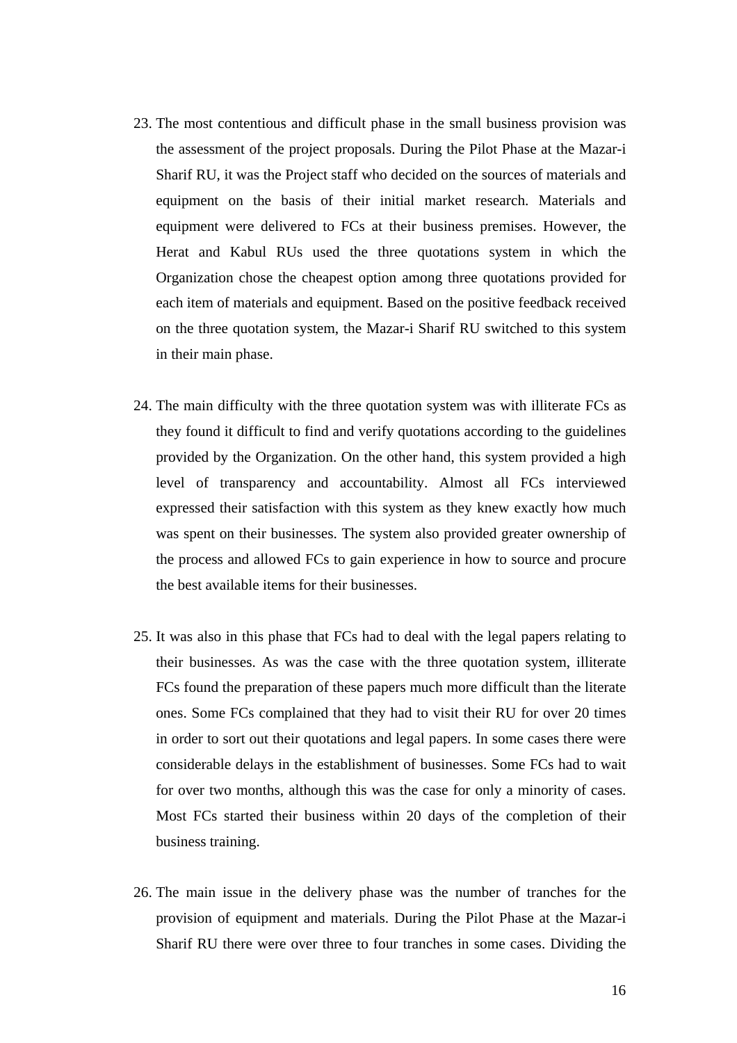23. The most contentious and difficult phase in the small business provision was the assessment of the project proposals. During the Pilot Phase at the Mazar-i Sharif RU, it was the Project staff who decided on the sources of materials and equipment on the basis of their initial market research. Materials and equipment were delivered to FCs at their business premises. However, the Herat and Kabul RUs used the three quotations system in which the Organization chose the cheapest option among three quotations provided for each item of materials and equipment. Based on the positive feedback received on the three quotation system, the Mazar-i Sharif RU switched to this system in their main phase.

24. The main difficulty with the three quotation system was with illiterate FCs as they found it difficult to find and verify quotations according to the guidelines provided by the Organization. On the other hand, this system provided a high level of transparency and accountability. Almost all FCs interviewed expressed their satisfaction with this system as they knew exactly how much was spent on their businesses. The system also provided greater ownership of the process and allowed FCs to gain experience in how to source and procure the best available items for their businesses.

25. It was also in this phase that FCs had to deal with the legal papers relating to their businesses. As was the case with the three quotation system, illiterate FCs found the preparation of these papers much more difficult than the literate ones. Some FCs complained that they had to visit their RU for over 20 times in order to sort out their quotations and legal papers. In some cases there were considerable delays in the establishment of businesses. Some FCs had to wait for over two months, although this was the case for only a minority of cases. Most FCs started their business within 20 days of the completion of their business training.

26. The main issue in the delivery phase was the number of tranches for the provision of equipment and materials. During the Pilot Phase at the Mazar-i Sharif RU there were over three to four tranches in some cases. Dividing the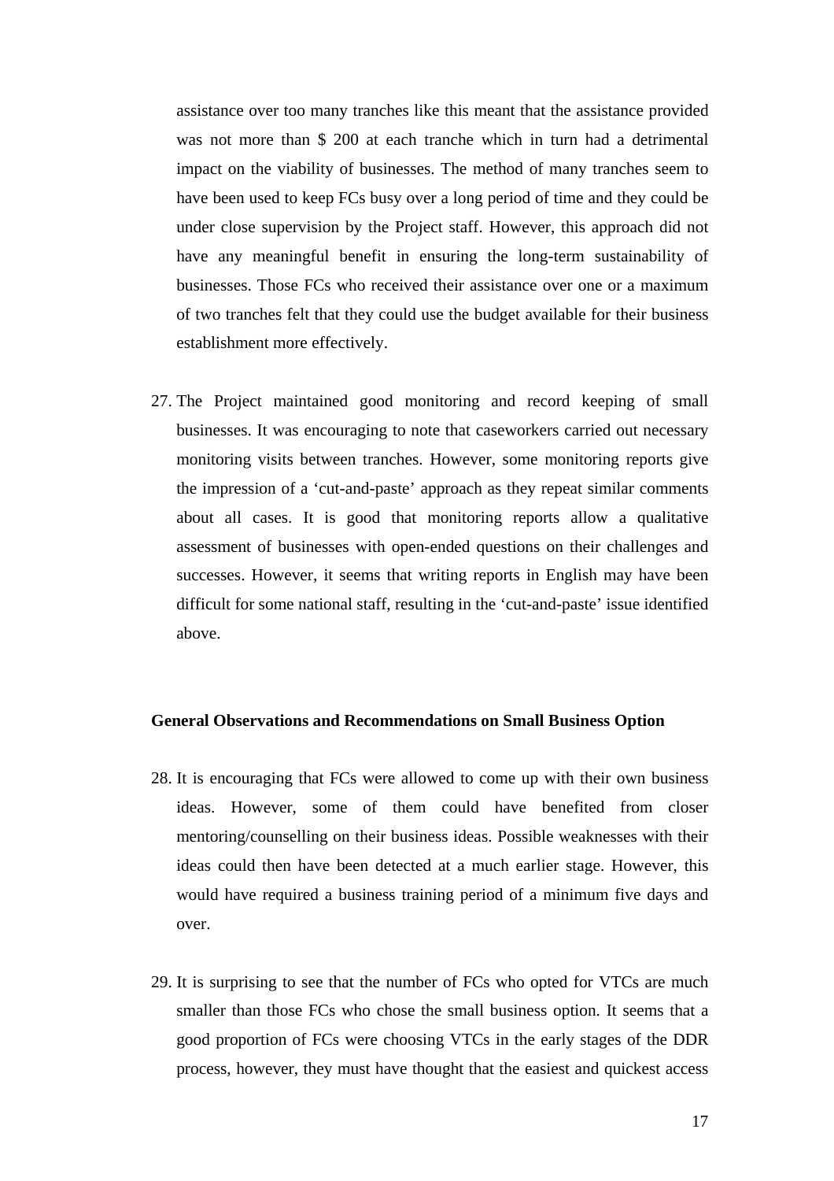assistance over too many tranches like this meant that the assistance provided was not more than $ 200 at each tranche which in turn had a detrimental impact on the viability of businesses. The method of many tranches seem to have been used to keep FCs busy over a long period of time and they could be under close supervision by the Project staff. However, this approach did not have any meaningful benefit in ensuring the long-term sustainability of businesses. Those FCs who received their assistance over one or a maximum of two tranches felt that they could use the budget available for their business establishment more effectively.

27. The Project maintained good monitoring and record keeping of small businesses. It was encouraging to note that caseworkers carried out necessary monitoring visits between tranches. However, some monitoring reports give the impression of a 'cut-and-paste' approach as they repeat similar comments about all cases. It is good that monitoring reports allow a qualitative assessment of businesses with open-ended questions on their challenges and successes. However, it seems that writing reports in English may have been difficult for some national staff, resulting in the 'cut-and-paste' issue identified above.

**General Observations and Recommendations on Small Business Option**

28. It is encouraging that FCs were allowed to come up with their own business ideas. However, some of them could have benefited from closer mentoring/counselling on their business ideas. Possible weaknesses with their ideas could then have been detected at a much earlier stage. However, this would have required a business training period of a minimum five days and over.

29. It is surprising to see that the number of FCs who opted for VTCs are much smaller than those FCs who chose the small business option. It seems that a good proportion of FCs were choosing VTCs in the early stages of the DDR process, however, they must have thought that the easiest and quickest access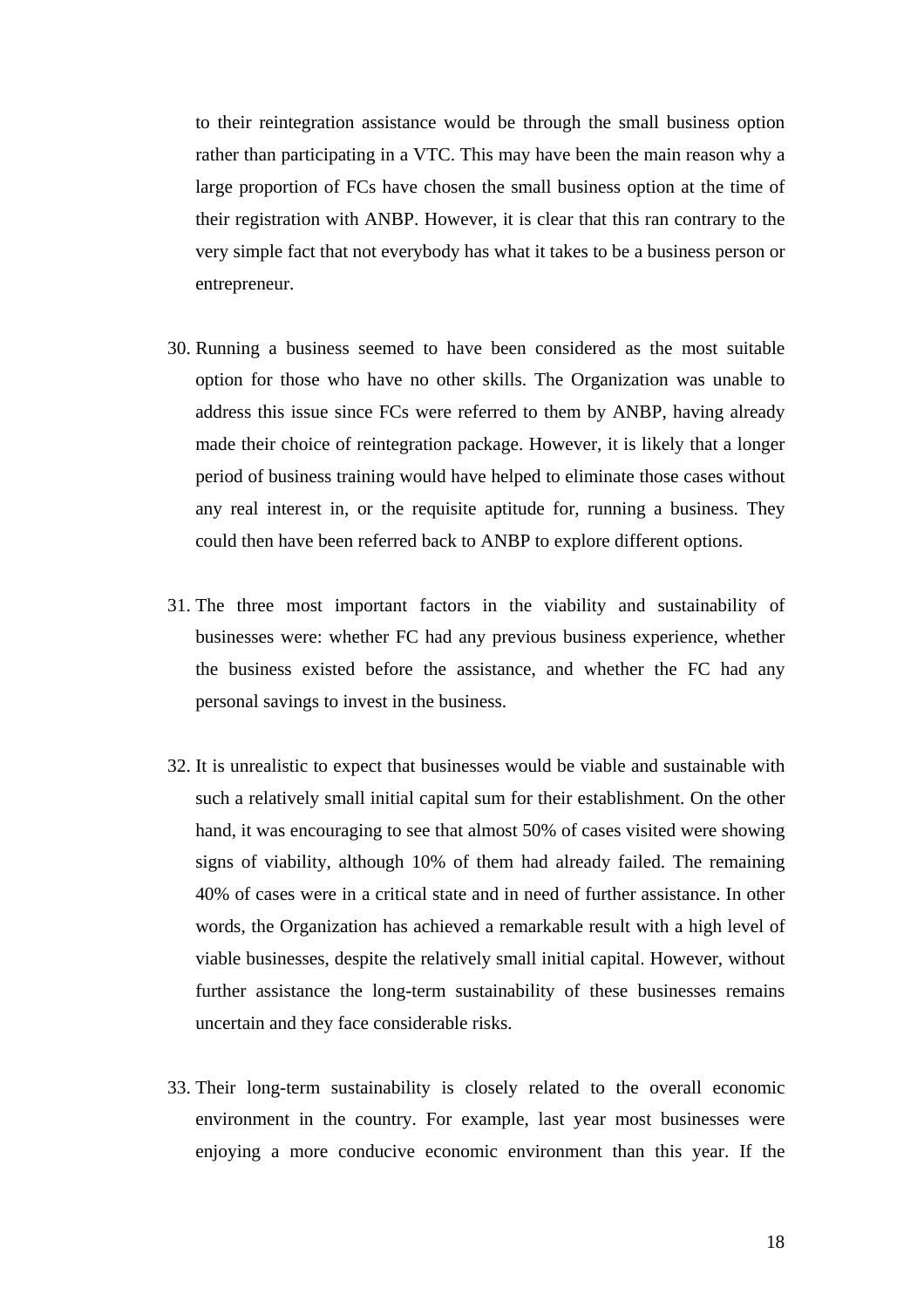to their reintegration assistance would be through the small business option rather than participating in a VTC. This may have been the main reason why a large proportion of FCs have chosen the small business option at the time of their registration with ANBP. However, it is clear that this ran contrary to the very simple fact that not everybody has what it takes to be a business person or entrepreneur.

30. Running a business seemed to have been considered as the most suitable option for those who have no other skills. The Organization was unable to address this issue since FCs were referred to them by ANBP, having already made their choice of reintegration package. However, it is likely that a longer period of business training would have helped to eliminate those cases without any real interest in, or the requisite aptitude for, running a business. They could then have been referred back to ANBP to explore different options.

31. The three most important factors in the viability and sustainability of businesses were: whether FC had any previous business experience, whether the business existed before the assistance, and whether the FC had any personal savings to invest in the business.

32. It is unrealistic to expect that businesses would be viable and sustainable with such a relatively small initial capital sum for their establishment. On the other hand, it was encouraging to see that almost 50% of cases visited were showing signs of viability, although 10% of them had already failed. The remaining 40% of cases were in a critical state and in need of further assistance. In other words, the Organization has achieved a remarkable result with a high level of viable businesses, despite the relatively small initial capital. However, without further assistance the long-term sustainability of these businesses remains uncertain and they face considerable risks.

33. Their long-term sustainability is closely related to the overall economic environment in the country. For example, last year most businesses were enjoying a more conducive economic environment than this year. If the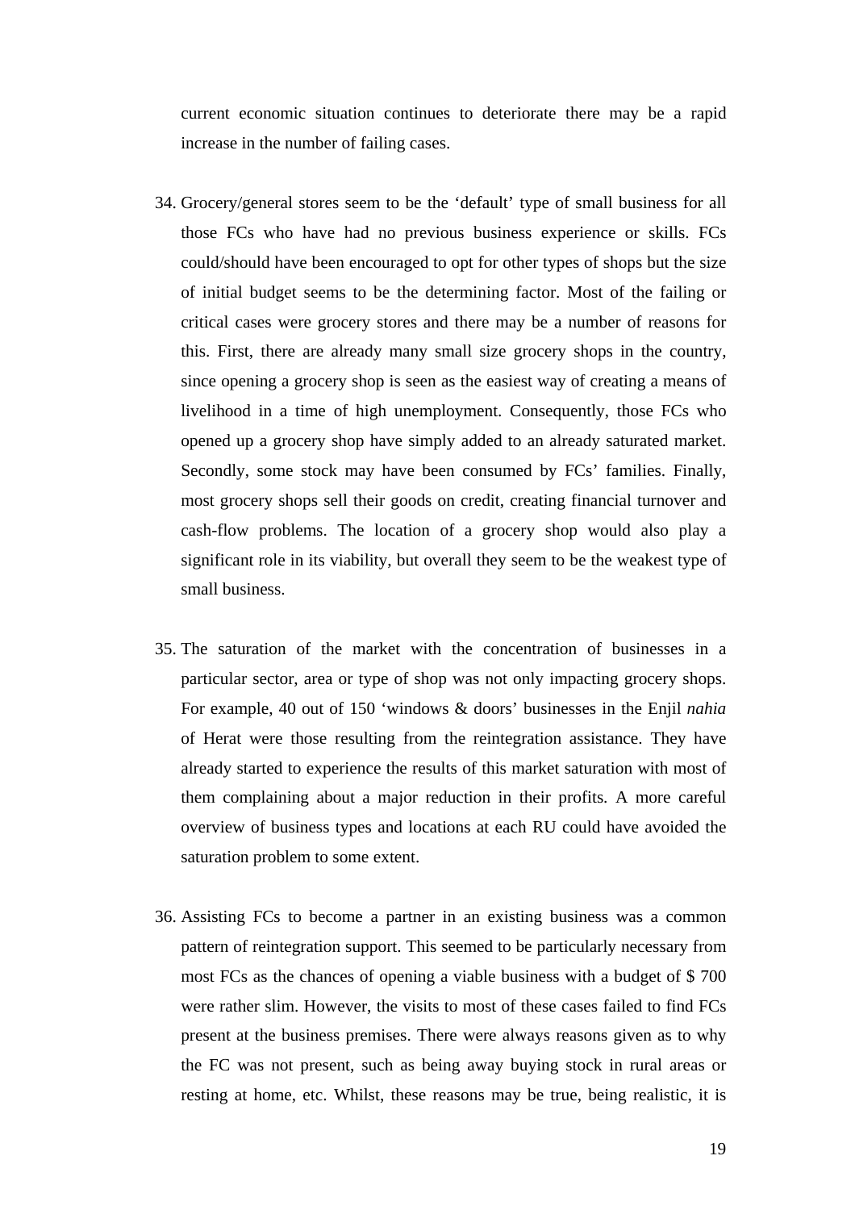current economic situation continues to deteriorate there may be a rapid increase in the number of failing cases.

34. Grocery/general stores seem to be the ‘default’ type of small business for all those FCs who have had no previous business experience or skills. FCs could/should have been encouraged to opt for other types of shops but the size of initial budget seems to be the determining factor. Most of the failing or critical cases were grocery stores and there may be a number of reasons for this. First, there are already many small size grocery shops in the country, since opening a grocery shop is seen as the easiest way of creating a means of livelihood in a time of high unemployment. Consequently, those FCs who opened up a grocery shop have simply added to an already saturated market. Secondly, some stock may have been consumed by FCs’ families. Finally, most grocery shops sell their goods on credit, creating financial turnover and cash-flow problems. The location of a grocery shop would also play a significant role in its viability, but overall they seem to be the weakest type of small business.

35. The saturation of the market with the concentration of businesses in a particular sector, area or type of shop was not only impacting grocery shops. For example, 40 out of 150 ‘windows & doors’ businesses in the Enjil *nahia* of Herat were those resulting from the reintegration assistance. They have already started to experience the results of this market saturation with most of them complaining about a major reduction in their profits. A more careful overview of business types and locations at each RU could have avoided the saturation problem to some extent.

36. Assisting FCs to become a partner in an existing business was a common pattern of reintegration support. This seemed to be particularly necessary from most FCs as the chances of opening a viable business with a budget of $ 700 were rather slim. However, the visits to most of these cases failed to find FCs present at the business premises. There were always reasons given as to why the FC was not present, such as being away buying stock in rural areas or resting at home, etc. Whilst, these reasons may be true, being realistic, it is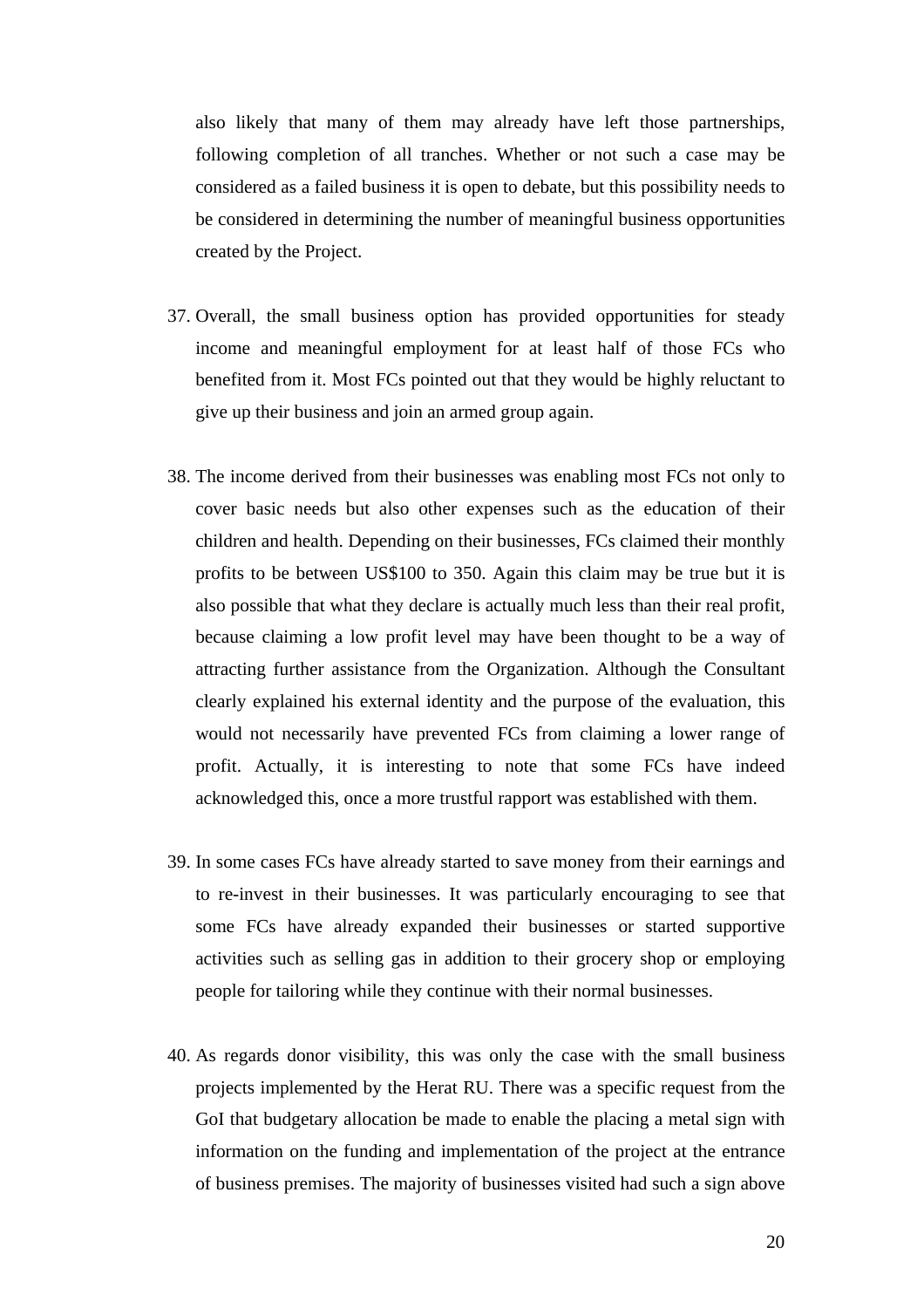also likely that many of them may already have left those partnerships, following completion of all tranches. Whether or not such a case may be considered as a failed business it is open to debate, but this possibility needs to be considered in determining the number of meaningful business opportunities created by the Project.

37. Overall, the small business option has provided opportunities for steady income and meaningful employment for at least half of those FCs who benefited from it. Most FCs pointed out that they would be highly reluctant to give up their business and join an armed group again.

38. The income derived from their businesses was enabling most FCs not only to cover basic needs but also other expenses such as the education of their children and health. Depending on their businesses, FCs claimed their monthly profits to be between US$100 to 350. Again this claim may be true but it is also possible that what they declare is actually much less than their real profit, because claiming a low profit level may have been thought to be a way of attracting further assistance from the Organization. Although the Consultant clearly explained his external identity and the purpose of the evaluation, this would not necessarily have prevented FCs from claiming a lower range of profit. Actually, it is interesting to note that some FCs have indeed acknowledged this, once a more trustful rapport was established with them.

39. In some cases FCs have already started to save money from their earnings and to re-invest in their businesses. It was particularly encouraging to see that some FCs have already expanded their businesses or started supportive activities such as selling gas in addition to their grocery shop or employing people for tailoring while they continue with their normal businesses.

40. As regards donor visibility, this was only the case with the small business projects implemented by the Herat RU. There was a specific request from the GoI that budgetary allocation be made to enable the placing a metal sign with information on the funding and implementation of the project at the entrance of business premises. The majority of businesses visited had such a sign above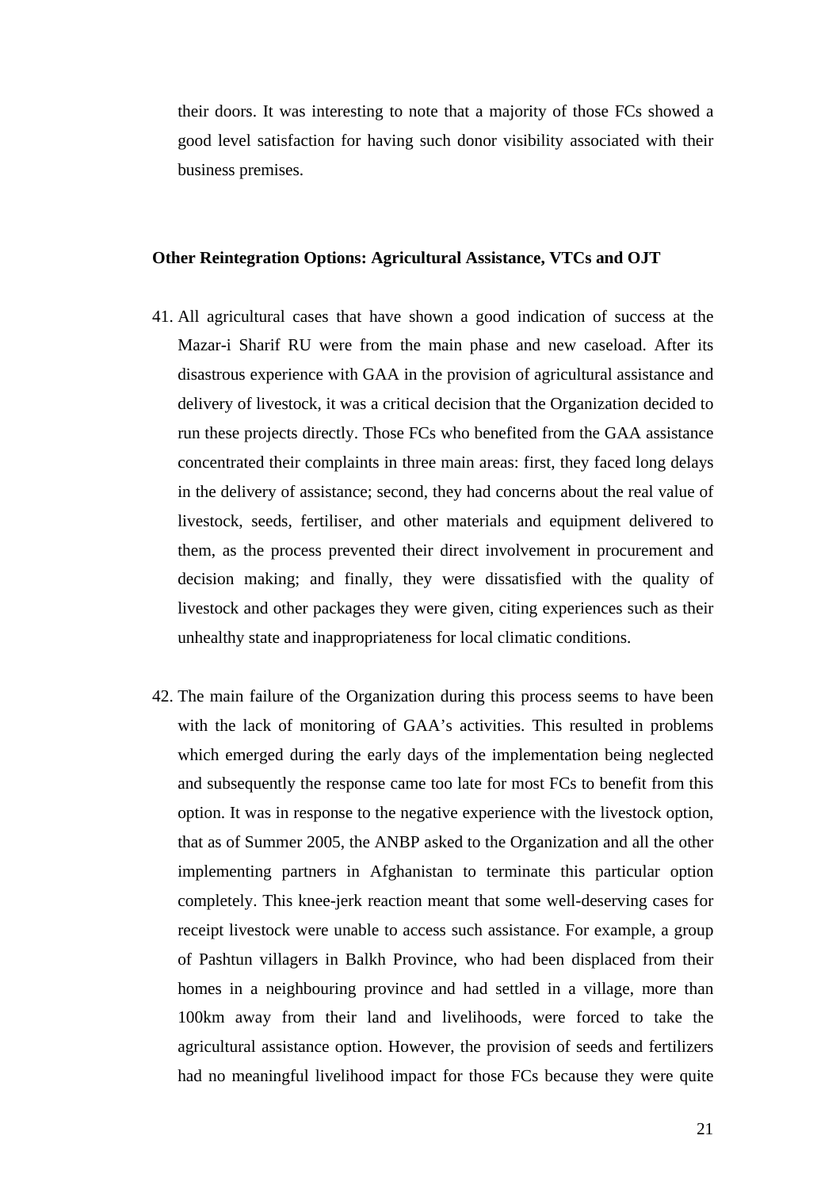their doors. It was interesting to note that a majority of those FCs showed a good level satisfaction for having such donor visibility associated with their business premises.

**Other Reintegration Options: Agricultural Assistance, VTCs and OJT**

41. All agricultural cases that have shown a good indication of success at the Mazar-i Sharif RU were from the main phase and new caseload. After its disastrous experience with GAA in the provision of agricultural assistance and delivery of livestock, it was a critical decision that the Organization decided to run these projects directly. Those FCs who benefited from the GAA assistance concentrated their complaints in three main areas: first, they faced long delays in the delivery of assistance; second, they had concerns about the real value of livestock, seeds, fertiliser, and other materials and equipment delivered to them, as the process prevented their direct involvement in procurement and decision making; and finally, they were dissatisfied with the quality of livestock and other packages they were given, citing experiences such as their unhealthy state and inappropriateness for local climatic conditions.

42. The main failure of the Organization during this process seems to have been with the lack of monitoring of GAA's activities. This resulted in problems which emerged during the early days of the implementation being neglected and subsequently the response came too late for most FCs to benefit from this option. It was in response to the negative experience with the livestock option, that as of Summer 2005, the ANBP asked to the Organization and all the other implementing partners in Afghanistan to terminate this particular option completely. This knee-jerk reaction meant that some well-deserving cases for receipt livestock were unable to access such assistance. For example, a group of Pashtun villagers in Balkh Province, who had been displaced from their homes in a neighbouring province and had settled in a village, more than 100km away from their land and livelihoods, were forced to take the agricultural assistance option. However, the provision of seeds and fertilizers had no meaningful livelihood impact for those FCs because they were quite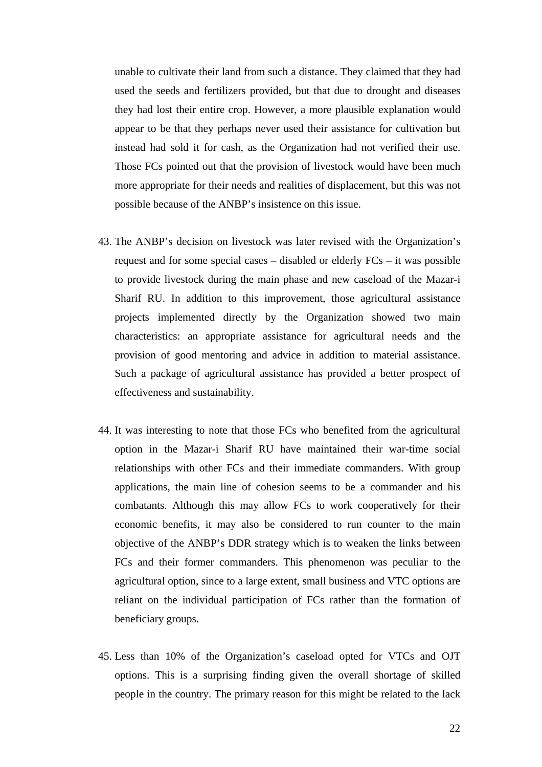unable to cultivate their land from such a distance. They claimed that they had used the seeds and fertilizers provided, but that due to drought and diseases they had lost their entire crop. However, a more plausible explanation would appear to be that they perhaps never used their assistance for cultivation but instead had sold it for cash, as the Organization had not verified their use. Those FCs pointed out that the provision of livestock would have been much more appropriate for their needs and realities of displacement, but this was not possible because of the ANBP's insistence on this issue.

43. The ANBP's decision on livestock was later revised with the Organization's request and for some special cases – disabled or elderly FCs – it was possible to provide livestock during the main phase and new caseload of the Mazar-i Sharif RU. In addition to this improvement, those agricultural assistance projects implemented directly by the Organization showed two main characteristics: an appropriate assistance for agricultural needs and the provision of good mentoring and advice in addition to material assistance. Such a package of agricultural assistance has provided a better prospect of effectiveness and sustainability.

44. It was interesting to note that those FCs who benefited from the agricultural option in the Mazar-i Sharif RU have maintained their war-time social relationships with other FCs and their immediate commanders. With group applications, the main line of cohesion seems to be a commander and his combatants. Although this may allow FCs to work cooperatively for their economic benefits, it may also be considered to run counter to the main objective of the ANBP's DDR strategy which is to weaken the links between FCs and their former commanders. This phenomenon was peculiar to the agricultural option, since to a large extent, small business and VTC options are reliant on the individual participation of FCs rather than the formation of beneficiary groups.

45. Less than 10% of the Organization's caseload opted for VTCs and OJT options. This is a surprising finding given the overall shortage of skilled people in the country. The primary reason for this might be related to the lack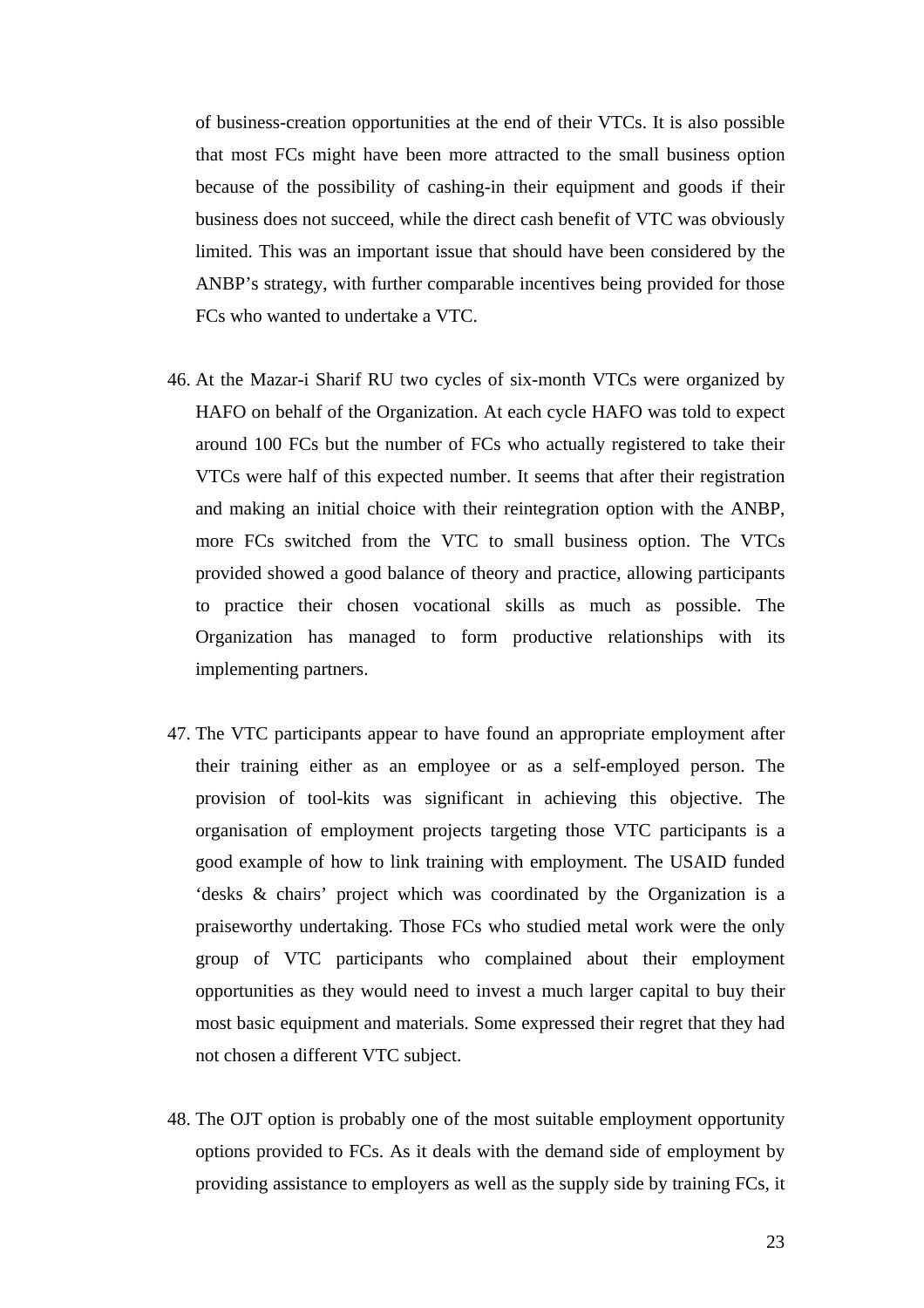of business-creation opportunities at the end of their VTCs. It is also possible that most FCs might have been more attracted to the small business option because of the possibility of cashing-in their equipment and goods if their business does not succeed, while the direct cash benefit of VTC was obviously limited. This was an important issue that should have been considered by the ANBP's strategy, with further comparable incentives being provided for those FCs who wanted to undertake a VTC.

46. At the Mazar-i Sharif RU two cycles of six-month VTCs were organized by HAFO on behalf of the Organization. At each cycle HAFO was told to expect around 100 FCs but the number of FCs who actually registered to take their VTCs were half of this expected number. It seems that after their registration and making an initial choice with their reintegration option with the ANBP, more FCs switched from the VTC to small business option. The VTCs provided showed a good balance of theory and practice, allowing participants to practice their chosen vocational skills as much as possible. The Organization has managed to form productive relationships with its implementing partners.

47. The VTC participants appear to have found an appropriate employment after their training either as an employee or as a self-employed person. The provision of tool-kits was significant in achieving this objective. The organisation of employment projects targeting those VTC participants is a good example of how to link training with employment. The USAID funded 'desks & chairs' project which was coordinated by the Organization is a praiseworthy undertaking. Those FCs who studied metal work were the only group of VTC participants who complained about their employment opportunities as they would need to invest a much larger capital to buy their most basic equipment and materials. Some expressed their regret that they had not chosen a different VTC subject.

48. The OJT option is probably one of the most suitable employment opportunity options provided to FCs. As it deals with the demand side of employment by providing assistance to employers as well as the supply side by training FCs, it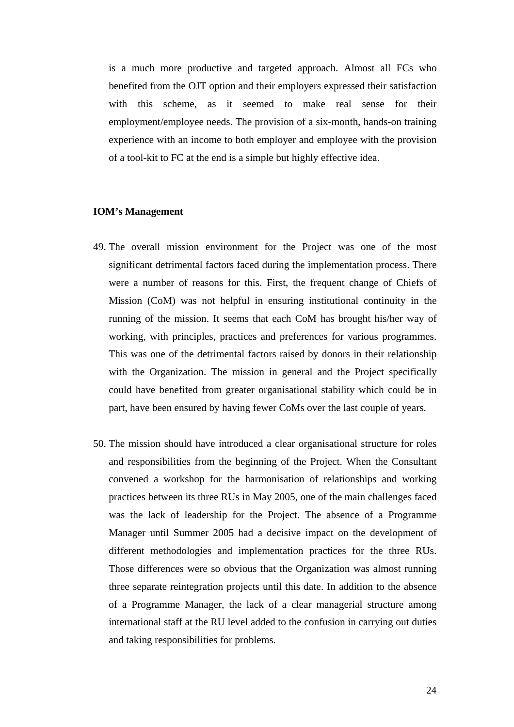is a much more productive and targeted approach. Almost all FCs who benefited from the OJT option and their employers expressed their satisfaction with this scheme, as it seemed to make real sense for their employment/employee needs. The provision of a six-month, hands-on training experience with an income to both employer and employee with the provision of a tool-kit to FC at the end is a simple but highly effective idea.

**IOM's Management**

49. The overall mission environment for the Project was one of the most significant detrimental factors faced during the implementation process. There were a number of reasons for this. First, the frequent change of Chiefs of Mission (CoM) was not helpful in ensuring institutional continuity in the running of the mission. It seems that each CoM has brought his/her way of working, with principles, practices and preferences for various programmes. This was one of the detrimental factors raised by donors in their relationship with the Organization. The mission in general and the Project specifically could have benefited from greater organisational stability which could be in part, have been ensured by having fewer CoMs over the last couple of years.

50. The mission should have introduced a clear organisational structure for roles and responsibilities from the beginning of the Project. When the Consultant convened a workshop for the harmonisation of relationships and working practices between its three RUs in May 2005, one of the main challenges faced was the lack of leadership for the Project. The absence of a Programme Manager until Summer 2005 had a decisive impact on the development of different methodologies and implementation practices for the three RUs. Those differences were so obvious that the Organization was almost running three separate reintegration projects until this date. In addition to the absence of a Programme Manager, the lack of a clear managerial structure among international staff at the RU level added to the confusion in carrying out duties and taking responsibilities for problems.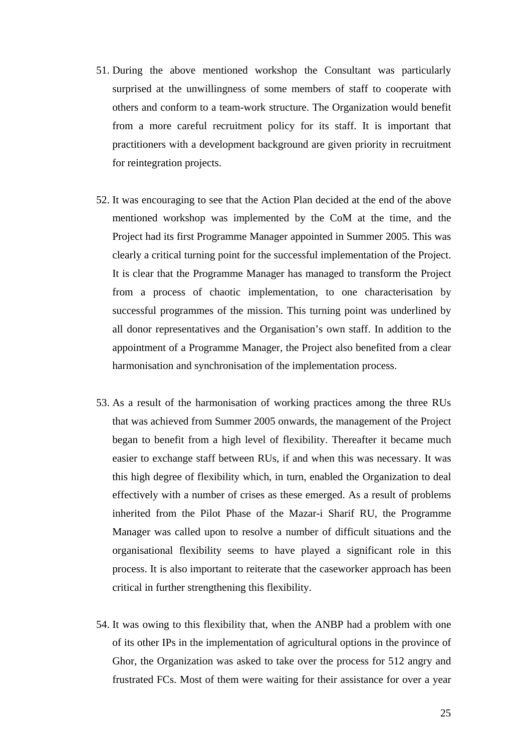51. During the above mentioned workshop the Consultant was particularly surprised at the unwillingness of some members of staff to cooperate with others and conform to a team-work structure. The Organization would benefit from a more careful recruitment policy for its staff. It is important that practitioners with a development background are given priority in recruitment for reintegration projects.

52. It was encouraging to see that the Action Plan decided at the end of the above mentioned workshop was implemented by the CoM at the time, and the Project had its first Programme Manager appointed in Summer 2005. This was clearly a critical turning point for the successful implementation of the Project. It is clear that the Programme Manager has managed to transform the Project from a process of chaotic implementation, to one characterisation by successful programmes of the mission. This turning point was underlined by all donor representatives and the Organisation's own staff. In addition to the appointment of a Programme Manager, the Project also benefited from a clear harmonisation and synchronisation of the implementation process.

53. As a result of the harmonisation of working practices among the three RUs that was achieved from Summer 2005 onwards, the management of the Project began to benefit from a high level of flexibility. Thereafter it became much easier to exchange staff between RUs, if and when this was necessary. It was this high degree of flexibility which, in turn, enabled the Organization to deal effectively with a number of crises as these emerged. As a result of problems inherited from the Pilot Phase of the Mazar-i Sharif RU, the Programme Manager was called upon to resolve a number of difficult situations and the organisational flexibility seems to have played a significant role in this process. It is also important to reiterate that the caseworker approach has been critical in further strengthening this flexibility.

54. It was owing to this flexibility that, when the ANBP had a problem with one of its other IPs in the implementation of agricultural options in the province of Ghor, the Organization was asked to take over the process for 512 angry and frustrated FCs. Most of them were waiting for their assistance for over a year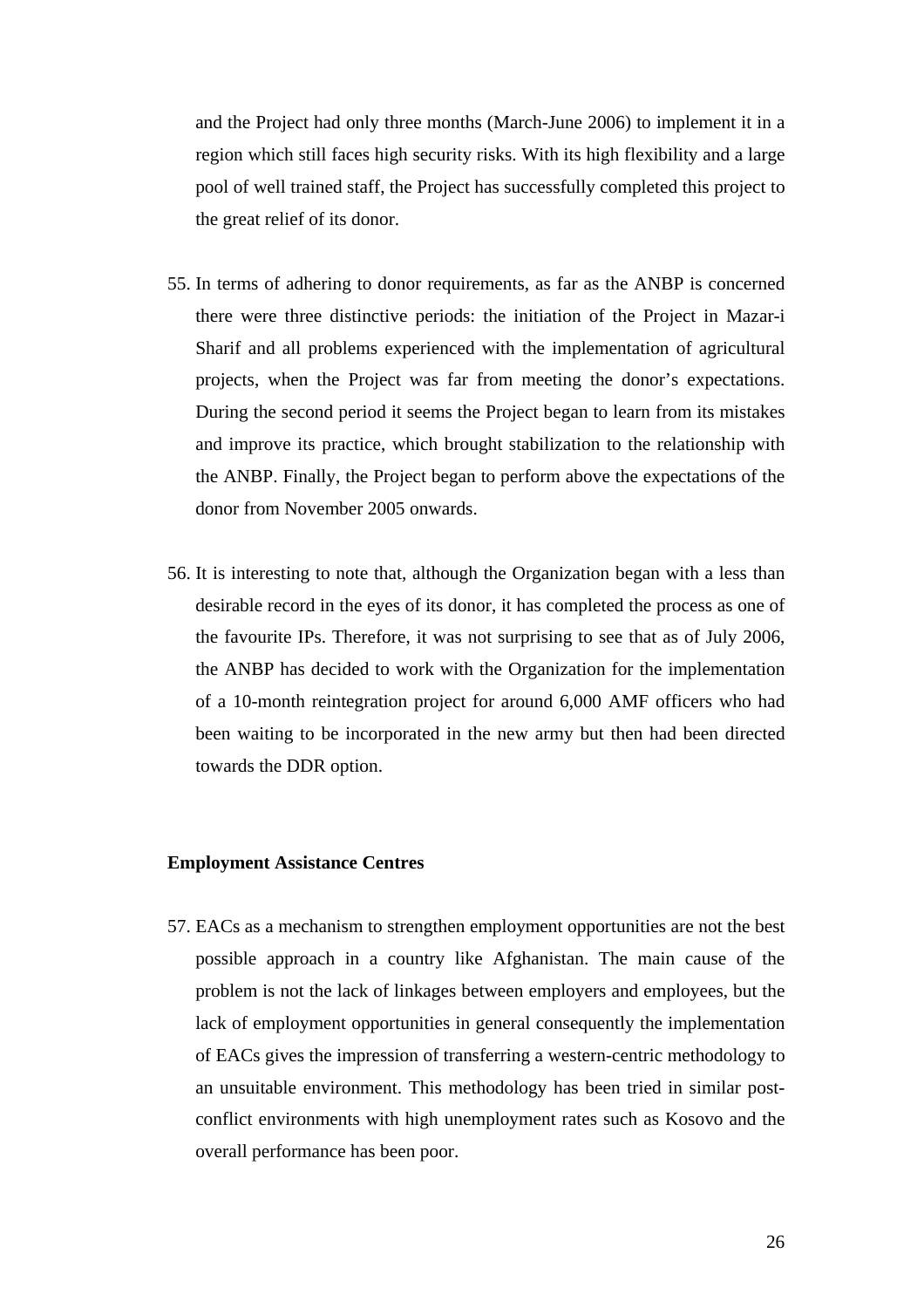and the Project had only three months (March-June 2006) to implement it in a region which still faces high security risks. With its high flexibility and a large pool of well trained staff, the Project has successfully completed this project to the great relief of its donor.

55. In terms of adhering to donor requirements, as far as the ANBP is concerned there were three distinctive periods: the initiation of the Project in Mazar-i Sharif and all problems experienced with the implementation of agricultural projects, when the Project was far from meeting the donor's expectations. During the second period it seems the Project began to learn from its mistakes and improve its practice, which brought stabilization to the relationship with the ANBP. Finally, the Project began to perform above the expectations of the donor from November 2005 onwards.

56. It is interesting to note that, although the Organization began with a less than desirable record in the eyes of its donor, it has completed the process as one of the favourite IPs. Therefore, it was not surprising to see that as of July 2006, the ANBP has decided to work with the Organization for the implementation of a 10-month reintegration project for around 6,000 AMF officers who had been waiting to be incorporated in the new army but then had been directed towards the DDR option.

**Employment Assistance Centres**

57. EACs as a mechanism to strengthen employment opportunities are not the best possible approach in a country like Afghanistan. The main cause of the problem is not the lack of linkages between employers and employees, but the lack of employment opportunities in general consequently the implementation of EACs gives the impression of transferring a western-centric methodology to an unsuitable environment. This methodology has been tried in similar post-conflict environments with high unemployment rates such as Kosovo and the overall performance has been poor.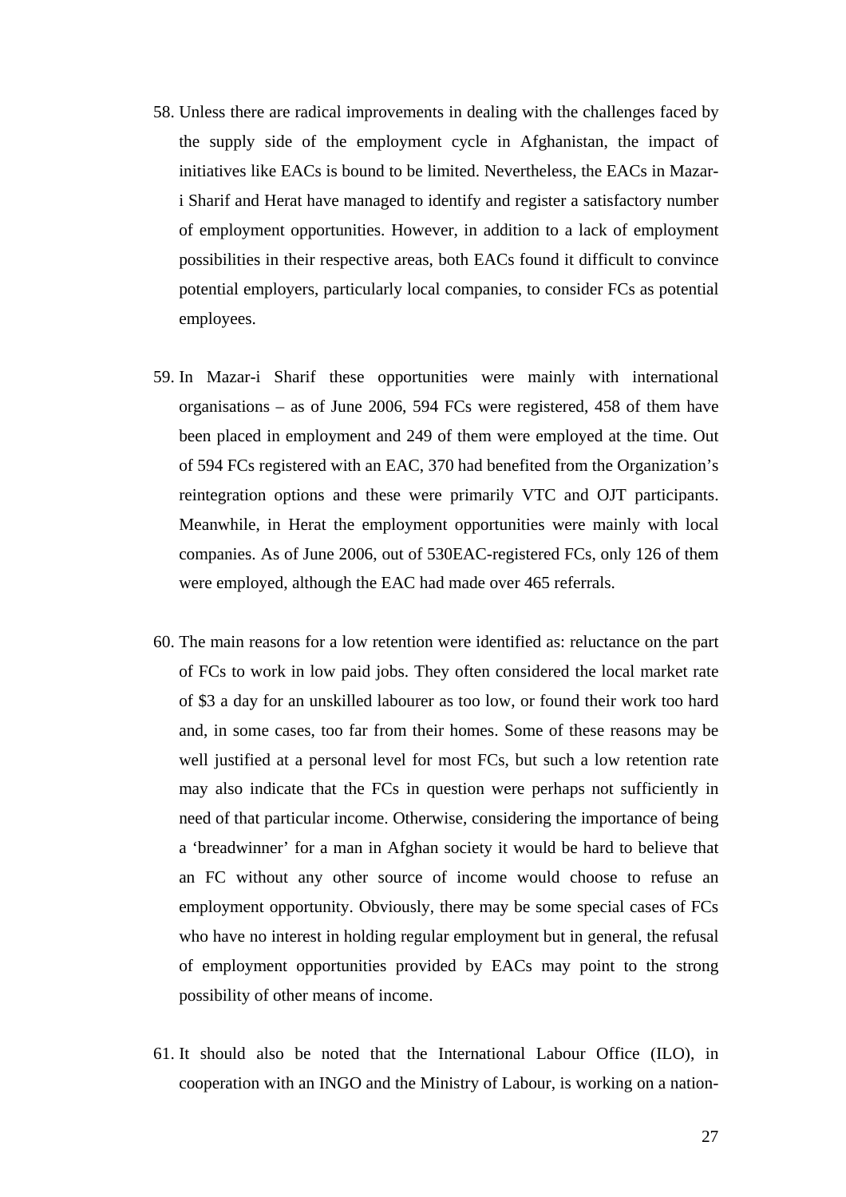58. Unless there are radical improvements in dealing with the challenges faced by the supply side of the employment cycle in Afghanistan, the impact of initiatives like EACs is bound to be limited. Nevertheless, the EACs in Mazar-i Sharif and Herat have managed to identify and register a satisfactory number of employment opportunities. However, in addition to a lack of employment possibilities in their respective areas, both EACs found it difficult to convince potential employers, particularly local companies, to consider FCs as potential employees.

59. In Mazar-i Sharif these opportunities were mainly with international organisations – as of June 2006, 594 FCs were registered, 458 of them have been placed in employment and 249 of them were employed at the time. Out of 594 FCs registered with an EAC, 370 had benefited from the Organization's reintegration options and these were primarily VTC and OJT participants. Meanwhile, in Herat the employment opportunities were mainly with local companies. As of June 2006, out of 530EAC-registered FCs, only 126 of them were employed, although the EAC had made over 465 referrals.

60. The main reasons for a low retention were identified as: reluctance on the part of FCs to work in low paid jobs. They often considered the local market rate of $3 a day for an unskilled labourer as too low, or found their work too hard and, in some cases, too far from their homes. Some of these reasons may be well justified at a personal level for most FCs, but such a low retention rate may also indicate that the FCs in question were perhaps not sufficiently in need of that particular income. Otherwise, considering the importance of being a 'breadwinner' for a man in Afghan society it would be hard to believe that an FC without any other source of income would choose to refuse an employment opportunity. Obviously, there may be some special cases of FCs who have no interest in holding regular employment but in general, the refusal of employment opportunities provided by EACs may point to the strong possibility of other means of income.

61. It should also be noted that the International Labour Office (ILO), in cooperation with an INGO and the Ministry of Labour, is working on a nation-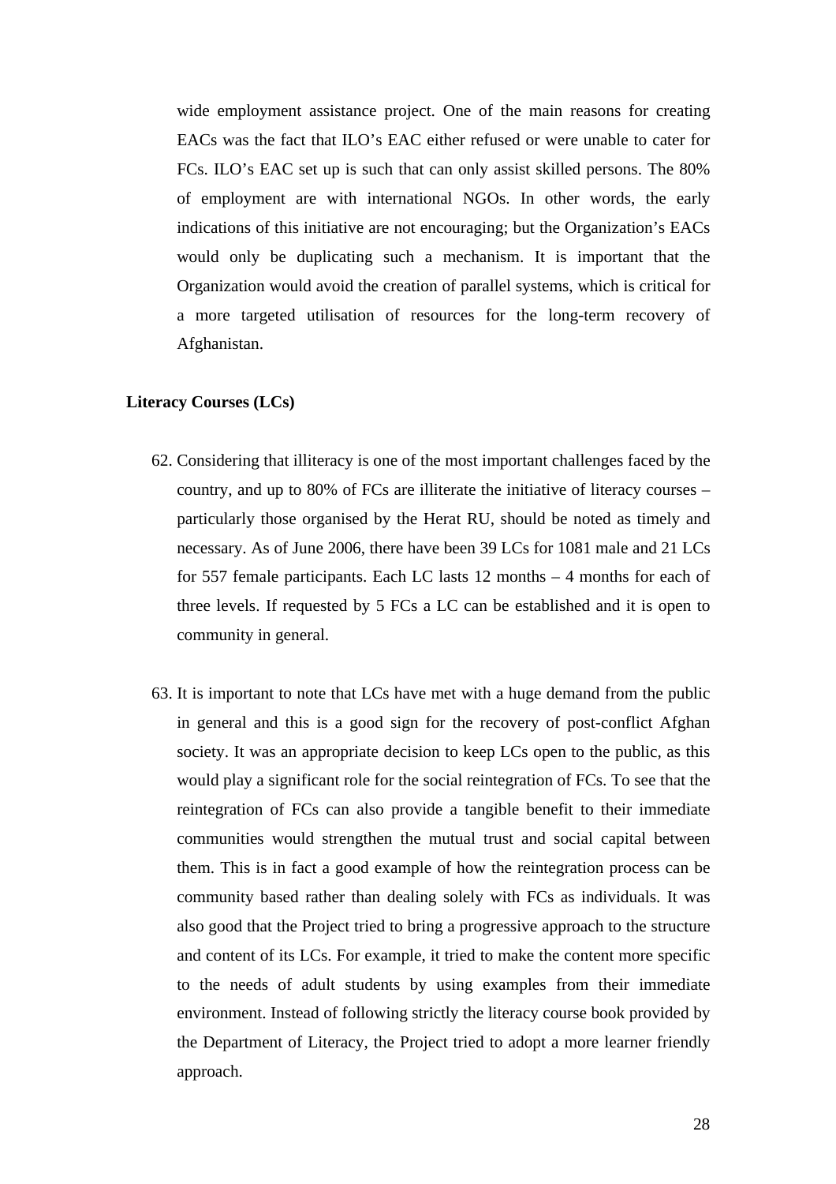wide employment assistance project. One of the main reasons for creating EACs was the fact that ILO's EAC either refused or were unable to cater for FCs. ILO's EAC set up is such that can only assist skilled persons. The 80% of employment are with international NGOs. In other words, the early indications of this initiative are not encouraging; but the Organization's EACs would only be duplicating such a mechanism. It is important that the Organization would avoid the creation of parallel systems, which is critical for a more targeted utilisation of resources for the long-term recovery of Afghanistan.

**Literacy Courses (LCs)**

62. Considering that illiteracy is one of the most important challenges faced by the country, and up to 80% of FCs are illiterate the initiative of literacy courses – particularly those organised by the Herat RU, should be noted as timely and necessary. As of June 2006, there have been 39 LCs for 1081 male and 21 LCs for 557 female participants. Each LC lasts 12 months – 4 months for each of three levels. If requested by 5 FCs a LC can be established and it is open to community in general.

63. It is important to note that LCs have met with a huge demand from the public in general and this is a good sign for the recovery of post-conflict Afghan society. It was an appropriate decision to keep LCs open to the public, as this would play a significant role for the social reintegration of FCs. To see that the reintegration of FCs can also provide a tangible benefit to their immediate communities would strengthen the mutual trust and social capital between them. This is in fact a good example of how the reintegration process can be community based rather than dealing solely with FCs as individuals. It was also good that the Project tried to bring a progressive approach to the structure and content of its LCs. For example, it tried to make the content more specific to the needs of adult students by using examples from their immediate environment. Instead of following strictly the literacy course book provided by the Department of Literacy, the Project tried to adopt a more learner friendly approach.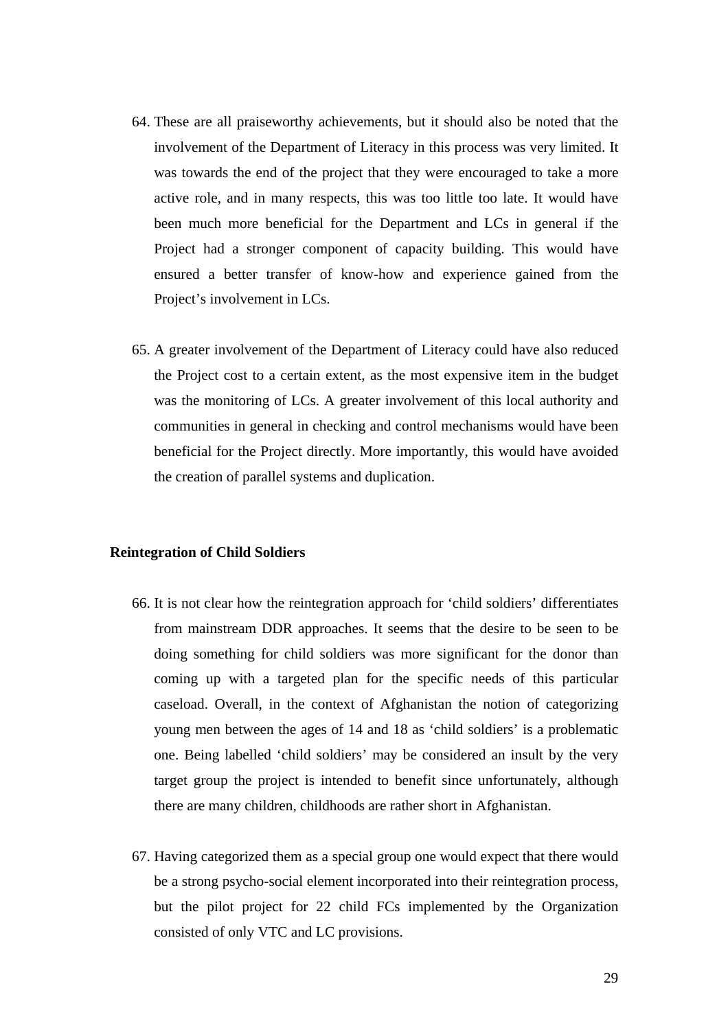64. These are all praiseworthy achievements, but it should also be noted that the involvement of the Department of Literacy in this process was very limited. It was towards the end of the project that they were encouraged to take a more active role, and in many respects, this was too little too late. It would have been much more beneficial for the Department and LCs in general if the Project had a stronger component of capacity building. This would have ensured a better transfer of know-how and experience gained from the Project's involvement in LCs.

65. A greater involvement of the Department of Literacy could have also reduced the Project cost to a certain extent, as the most expensive item in the budget was the monitoring of LCs. A greater involvement of this local authority and communities in general in checking and control mechanisms would have been beneficial for the Project directly. More importantly, this would have avoided the creation of parallel systems and duplication.

**Reintegration of Child Soldiers**

66. It is not clear how the reintegration approach for 'child soldiers' differentiates from mainstream DDR approaches. It seems that the desire to be seen to be doing something for child soldiers was more significant for the donor than coming up with a targeted plan for the specific needs of this particular caseload. Overall, in the context of Afghanistan the notion of categorizing young men between the ages of 14 and 18 as 'child soldiers' is a problematic one. Being labelled 'child soldiers' may be considered an insult by the very target group the project is intended to benefit since unfortunately, although there are many children, childhoods are rather short in Afghanistan.

67. Having categorized them as a special group one would expect that there would be a strong psycho-social element incorporated into their reintegration process, but the pilot project for 22 child FCs implemented by the Organization consisted of only VTC and LC provisions.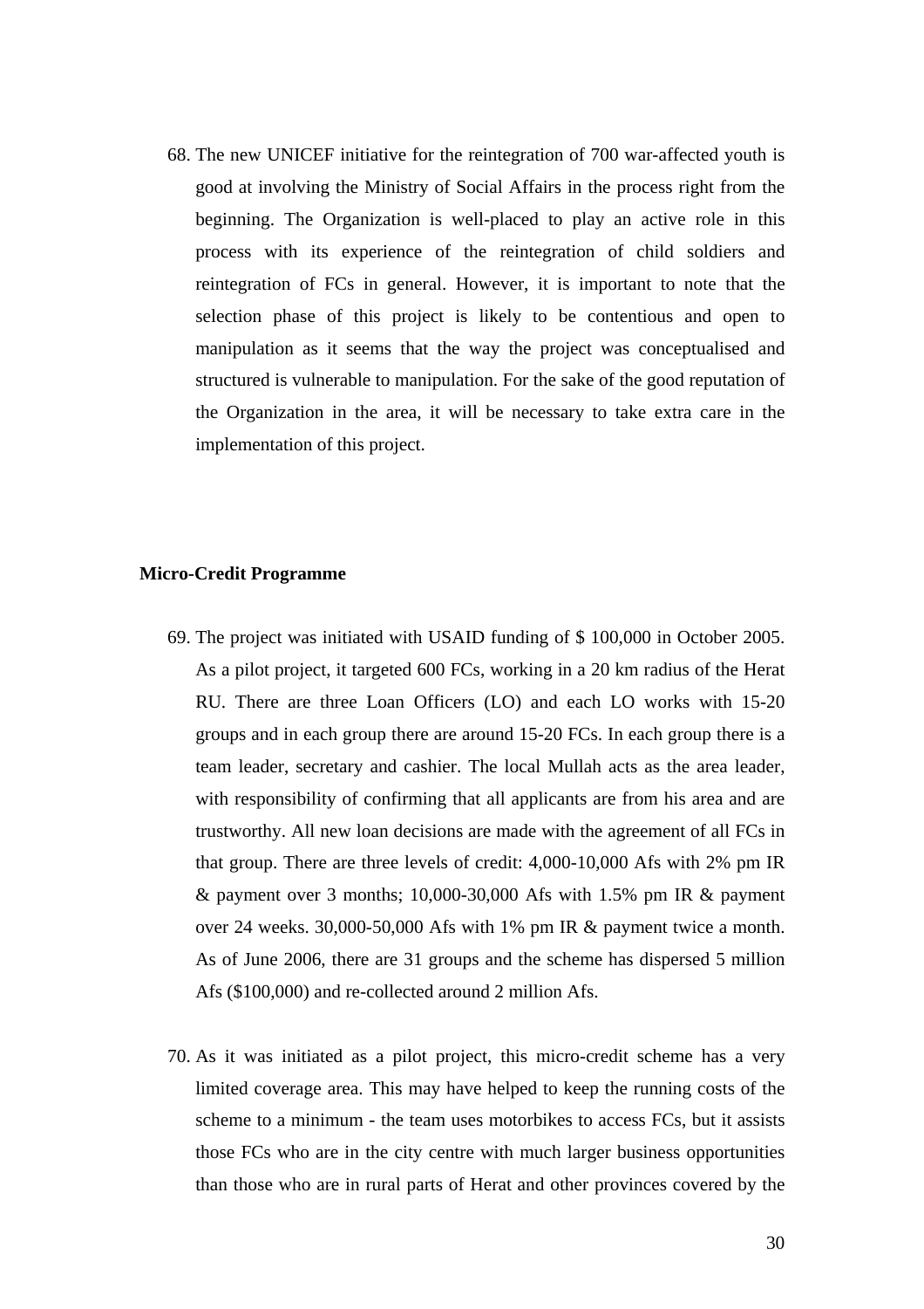68. The new UNICEF initiative for the reintegration of 700 war-affected youth is good at involving the Ministry of Social Affairs in the process right from the beginning. The Organization is well-placed to play an active role in this process with its experience of the reintegration of child soldiers and reintegration of FCs in general. However, it is important to note that the selection phase of this project is likely to be contentious and open to manipulation as it seems that the way the project was conceptualised and structured is vulnerable to manipulation. For the sake of the good reputation of the Organization in the area, it will be necessary to take extra care in the implementation of this project.

**Micro-Credit Programme**

69. The project was initiated with USAID funding of $ 100,000 in October 2005. As a pilot project, it targeted 600 FCs, working in a 20 km radius of the Herat RU. There are three Loan Officers (LO) and each LO works with 15-20 groups and in each group there are around 15-20 FCs. In each group there is a team leader, secretary and cashier. The local Mullah acts as the area leader, with responsibility of confirming that all applicants are from his area and are trustworthy. All new loan decisions are made with the agreement of all FCs in that group. There are three levels of credit: 4,000-10,000 Afs with 2% pm IR & payment over 3 months; 10,000-30,000 Afs with 1.5% pm IR & payment over 24 weeks. 30,000-50,000 Afs with 1% pm IR & payment twice a month. As of June 2006, there are 31 groups and the scheme has dispersed 5 million Afs ($100,000) and re-collected around 2 million Afs.

70. As it was initiated as a pilot project, this micro-credit scheme has a very limited coverage area. This may have helped to keep the running costs of the scheme to a minimum - the team uses motorbikes to access FCs, but it assists those FCs who are in the city centre with much larger business opportunities than those who are in rural parts of Herat and other provinces covered by the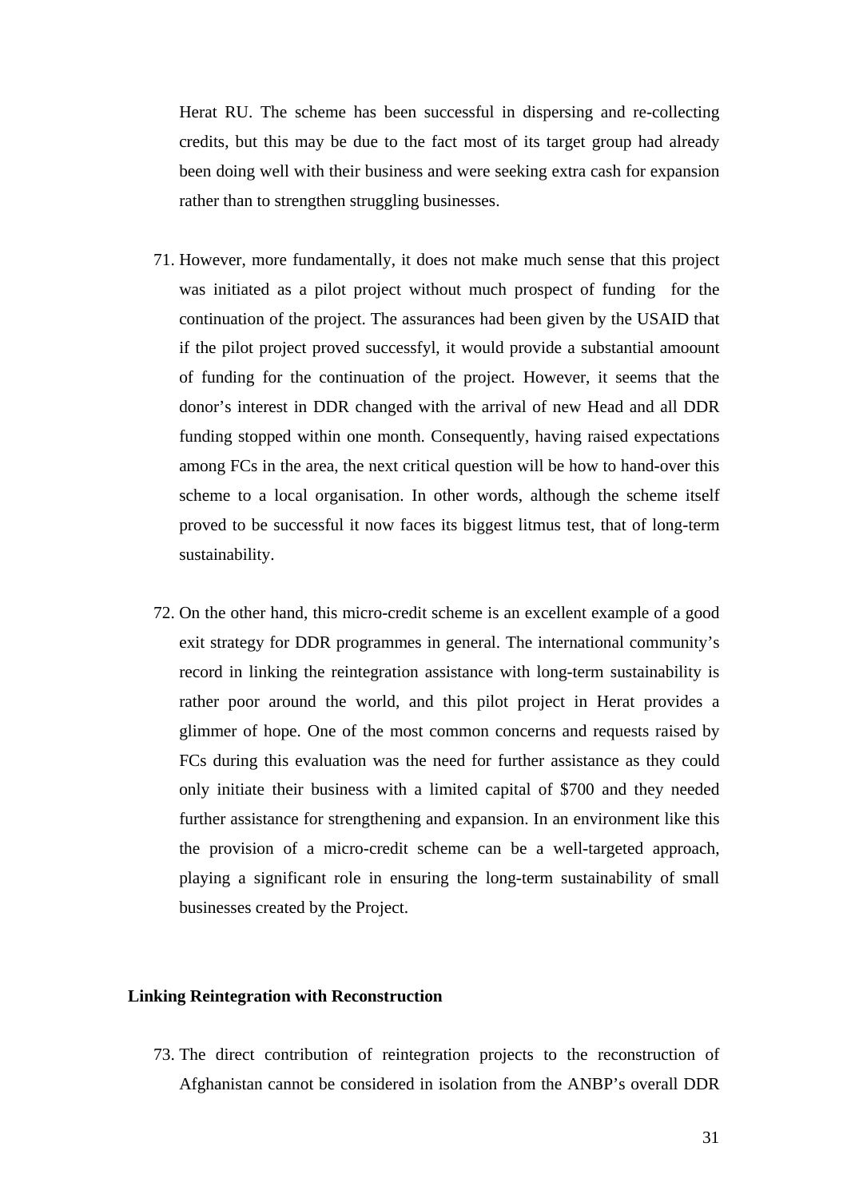Herat RU. The scheme has been successful in dispersing and re-collecting credits, but this may be due to the fact most of its target group had already been doing well with their business and were seeking extra cash for expansion rather than to strengthen struggling businesses.

71. However, more fundamentally, it does not make much sense that this project was initiated as a pilot project without much prospect of funding  for the continuation of the project. The assurances had been given by the USAID that if the pilot project proved successfyl, it would provide a substantial amoount of funding for the continuation of the project. However, it seems that the donor's interest in DDR changed with the arrival of new Head and all DDR funding stopped within one month. Consequently, having raised expectations among FCs in the area, the next critical question will be how to hand-over this scheme to a local organisation. In other words, although the scheme itself proved to be successful it now faces its biggest litmus test, that of long-term sustainability.

72. On the other hand, this micro-credit scheme is an excellent example of a good exit strategy for DDR programmes in general. The international community's record in linking the reintegration assistance with long-term sustainability is rather poor around the world, and this pilot project in Herat provides a glimmer of hope. One of the most common concerns and requests raised by FCs during this evaluation was the need for further assistance as they could only initiate their business with a limited capital of $700 and they needed further assistance for strengthening and expansion. In an environment like this the provision of a micro-credit scheme can be a well-targeted approach, playing a significant role in ensuring the long-term sustainability of small businesses created by the Project.

**Linking Reintegration with Reconstruction**

73. The direct contribution of reintegration projects to the reconstruction of Afghanistan cannot be considered in isolation from the ANBP's overall DDR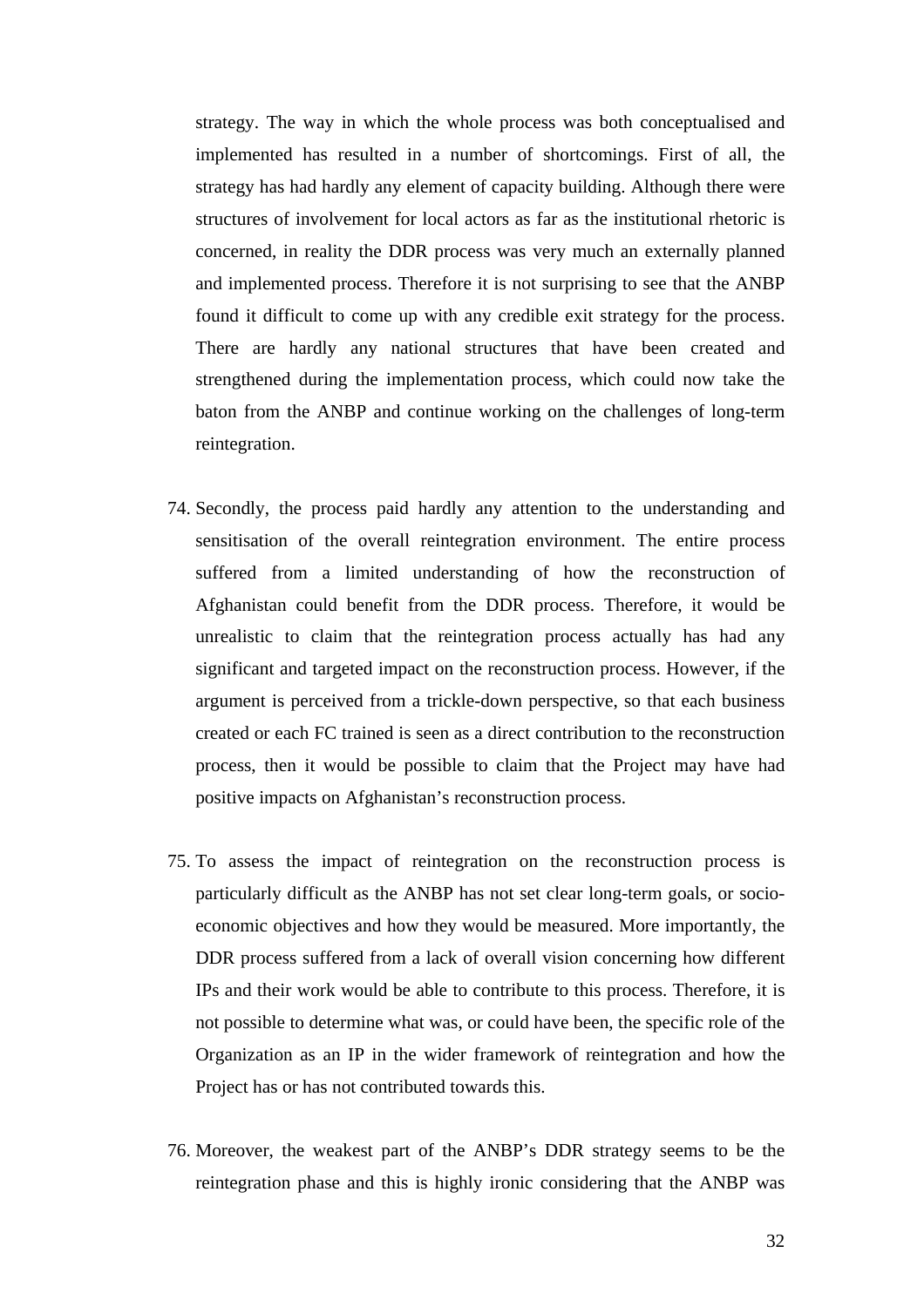strategy. The way in which the whole process was both conceptualised and implemented has resulted in a number of shortcomings. First of all, the strategy has had hardly any element of capacity building. Although there were structures of involvement for local actors as far as the institutional rhetoric is concerned, in reality the DDR process was very much an externally planned and implemented process. Therefore it is not surprising to see that the ANBP found it difficult to come up with any credible exit strategy for the process. There are hardly any national structures that have been created and strengthened during the implementation process, which could now take the baton from the ANBP and continue working on the challenges of long-term reintegration.

74. Secondly, the process paid hardly any attention to the understanding and sensitisation of the overall reintegration environment. The entire process suffered from a limited understanding of how the reconstruction of Afghanistan could benefit from the DDR process. Therefore, it would be unrealistic to claim that the reintegration process actually has had any significant and targeted impact on the reconstruction process. However, if the argument is perceived from a trickle-down perspective, so that each business created or each FC trained is seen as a direct contribution to the reconstruction process, then it would be possible to claim that the Project may have had positive impacts on Afghanistan's reconstruction process.

75. To assess the impact of reintegration on the reconstruction process is particularly difficult as the ANBP has not set clear long-term goals, or socio-economic objectives and how they would be measured. More importantly, the DDR process suffered from a lack of overall vision concerning how different IPs and their work would be able to contribute to this process. Therefore, it is not possible to determine what was, or could have been, the specific role of the Organization as an IP in the wider framework of reintegration and how the Project has or has not contributed towards this.

76. Moreover, the weakest part of the ANBP's DDR strategy seems to be the reintegration phase and this is highly ironic considering that the ANBP was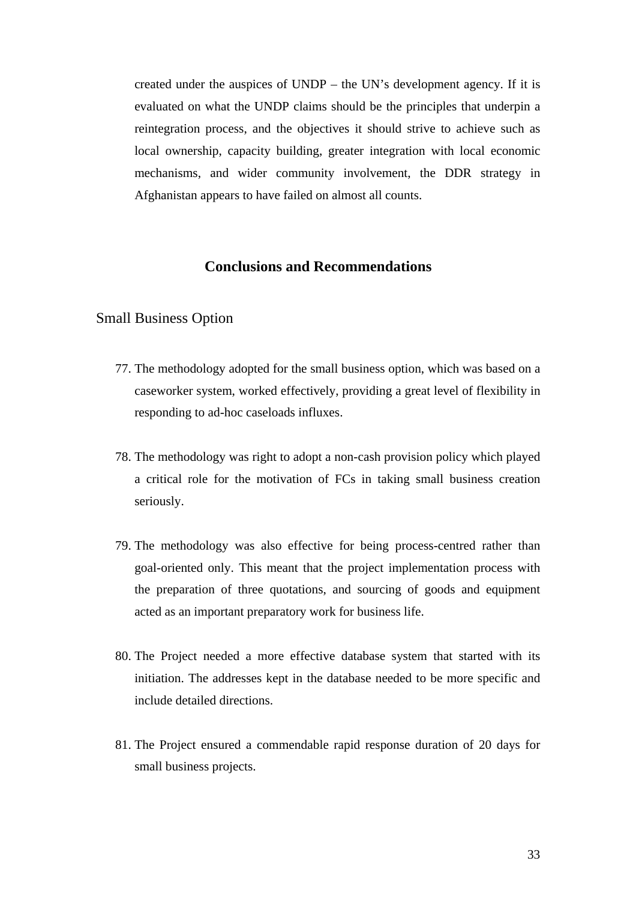created under the auspices of UNDP – the UN's development agency. If it is evaluated on what the UNDP claims should be the principles that underpin a reintegration process, and the objectives it should strive to achieve such as local ownership, capacity building, greater integration with local economic mechanisms, and wider community involvement, the DDR strategy in Afghanistan appears to have failed on almost all counts.

## Conclusions and Recommendations

### Small Business Option

77. The methodology adopted for the small business option, which was based on a caseworker system, worked effectively, providing a great level of flexibility in responding to ad-hoc caseloads influxes.

78. The methodology was right to adopt a non-cash provision policy which played a critical role for the motivation of FCs in taking small business creation seriously.

79. The methodology was also effective for being process-centred rather than goal-oriented only. This meant that the project implementation process with the preparation of three quotations, and sourcing of goods and equipment acted as an important preparatory work for business life.

80. The Project needed a more effective database system that started with its initiation. The addresses kept in the database needed to be more specific and include detailed directions.

81. The Project ensured a commendable rapid response duration of 20 days for small business projects.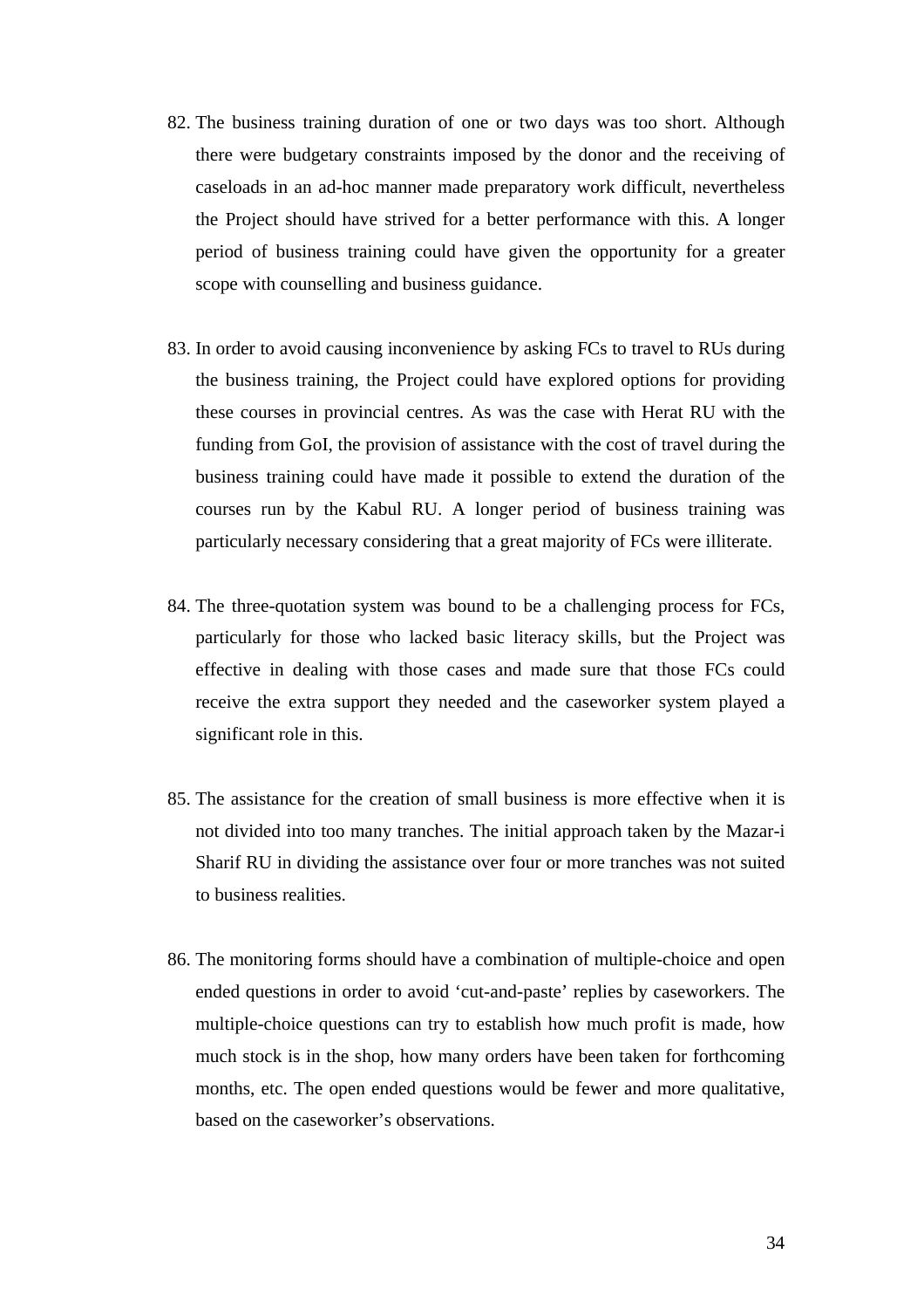82. The business training duration of one or two days was too short. Although there were budgetary constraints imposed by the donor and the receiving of caseloads in an ad-hoc manner made preparatory work difficult, nevertheless the Project should have strived for a better performance with this. A longer period of business training could have given the opportunity for a greater scope with counselling and business guidance.

83. In order to avoid causing inconvenience by asking FCs to travel to RUs during the business training, the Project could have explored options for providing these courses in provincial centres. As was the case with Herat RU with the funding from GoI, the provision of assistance with the cost of travel during the business training could have made it possible to extend the duration of the courses run by the Kabul RU. A longer period of business training was particularly necessary considering that a great majority of FCs were illiterate.

84. The three-quotation system was bound to be a challenging process for FCs, particularly for those who lacked basic literacy skills, but the Project was effective in dealing with those cases and made sure that those FCs could receive the extra support they needed and the caseworker system played a significant role in this.

85. The assistance for the creation of small business is more effective when it is not divided into too many tranches. The initial approach taken by the Mazar-i Sharif RU in dividing the assistance over four or more tranches was not suited to business realities.

86. The monitoring forms should have a combination of multiple-choice and open ended questions in order to avoid 'cut-and-paste' replies by caseworkers. The multiple-choice questions can try to establish how much profit is made, how much stock is in the shop, how many orders have been taken for forthcoming months, etc. The open ended questions would be fewer and more qualitative, based on the caseworker's observations.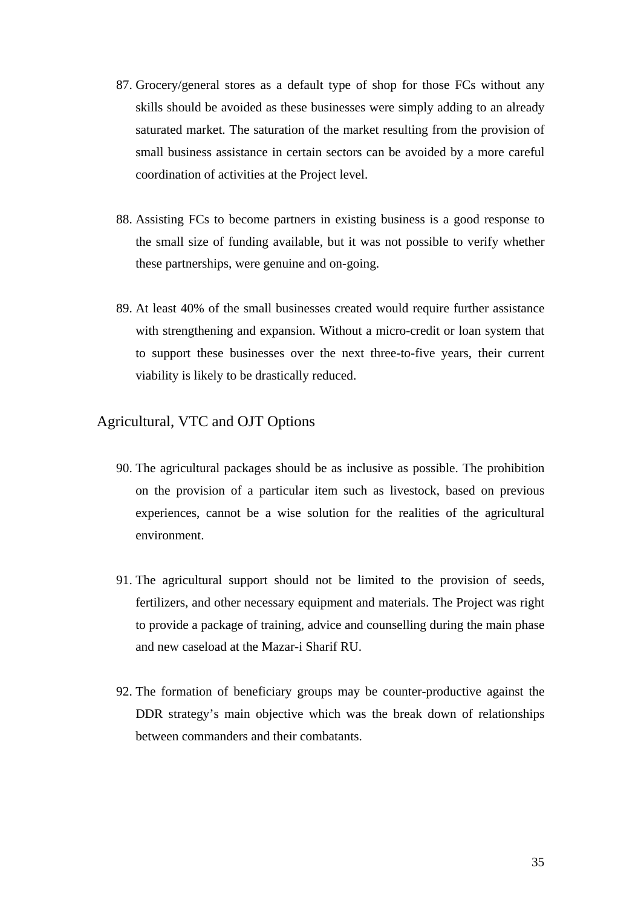87. Grocery/general stores as a default type of shop for those FCs without any skills should be avoided as these businesses were simply adding to an already saturated market. The saturation of the market resulting from the provision of small business assistance in certain sectors can be avoided by a more careful coordination of activities at the Project level.

88. Assisting FCs to become partners in existing business is a good response to the small size of funding available, but it was not possible to verify whether these partnerships, were genuine and on-going.

89. At least 40% of the small businesses created would require further assistance with strengthening and expansion. Without a micro-credit or loan system that to support these businesses over the next three-to-five years, their current viability is likely to be drastically reduced.

## Agricultural, VTC and OJT Options

90. The agricultural packages should be as inclusive as possible. The prohibition on the provision of a particular item such as livestock, based on previous experiences, cannot be a wise solution for the realities of the agricultural environment.

91. The agricultural support should not be limited to the provision of seeds, fertilizers, and other necessary equipment and materials. The Project was right to provide a package of training, advice and counselling during the main phase and new caseload at the Mazar-i Sharif RU.

92. The formation of beneficiary groups may be counter-productive against the DDR strategy's main objective which was the break down of relationships between commanders and their combatants.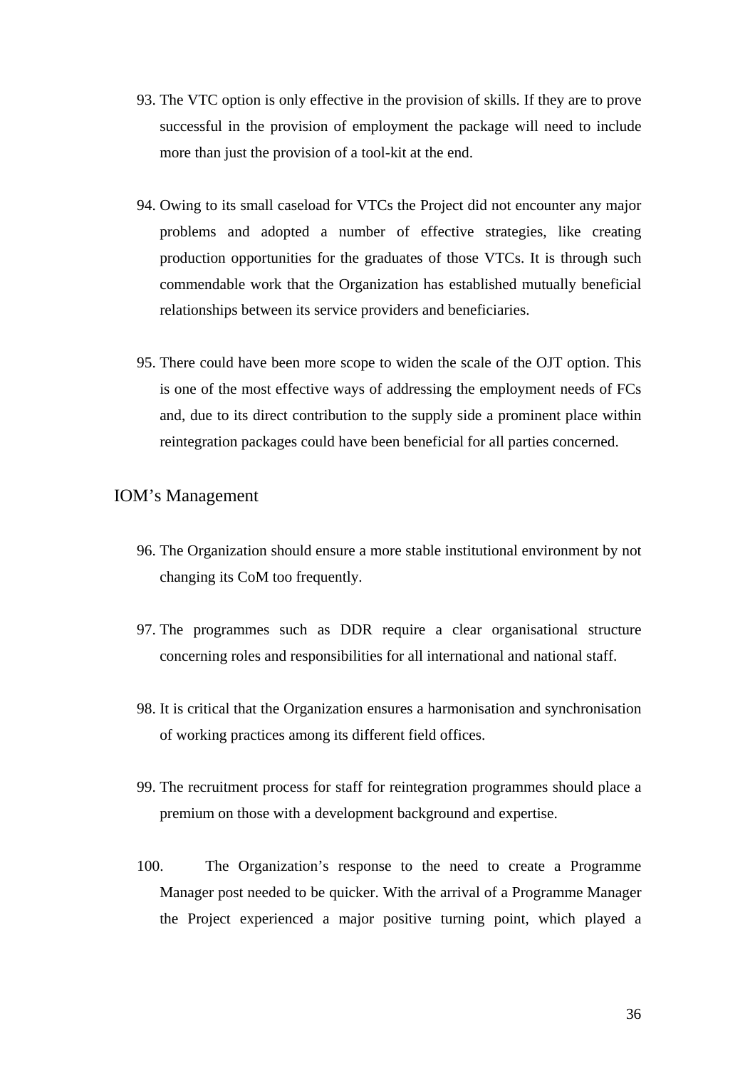93. The VTC option is only effective in the provision of skills. If they are to prove successful in the provision of employment the package will need to include more than just the provision of a tool-kit at the end.

94. Owing to its small caseload for VTCs the Project did not encounter any major problems and adopted a number of effective strategies, like creating production opportunities for the graduates of those VTCs. It is through such commendable work that the Organization has established mutually beneficial relationships between its service providers and beneficiaries.

95. There could have been more scope to widen the scale of the OJT option. This is one of the most effective ways of addressing the employment needs of FCs and, due to its direct contribution to the supply side a prominent place within reintegration packages could have been beneficial for all parties concerned.

## IOM's Management

96. The Organization should ensure a more stable institutional environment by not changing its CoM too frequently.

97. The programmes such as DDR require a clear organisational structure concerning roles and responsibilities for all international and national staff.

98. It is critical that the Organization ensures a harmonisation and synchronisation of working practices among its different field offices.

99. The recruitment process for staff for reintegration programmes should place a premium on those with a development background and expertise.

100. The Organization's response to the need to create a Programme Manager post needed to be quicker. With the arrival of a Programme Manager the Project experienced a major positive turning point, which played a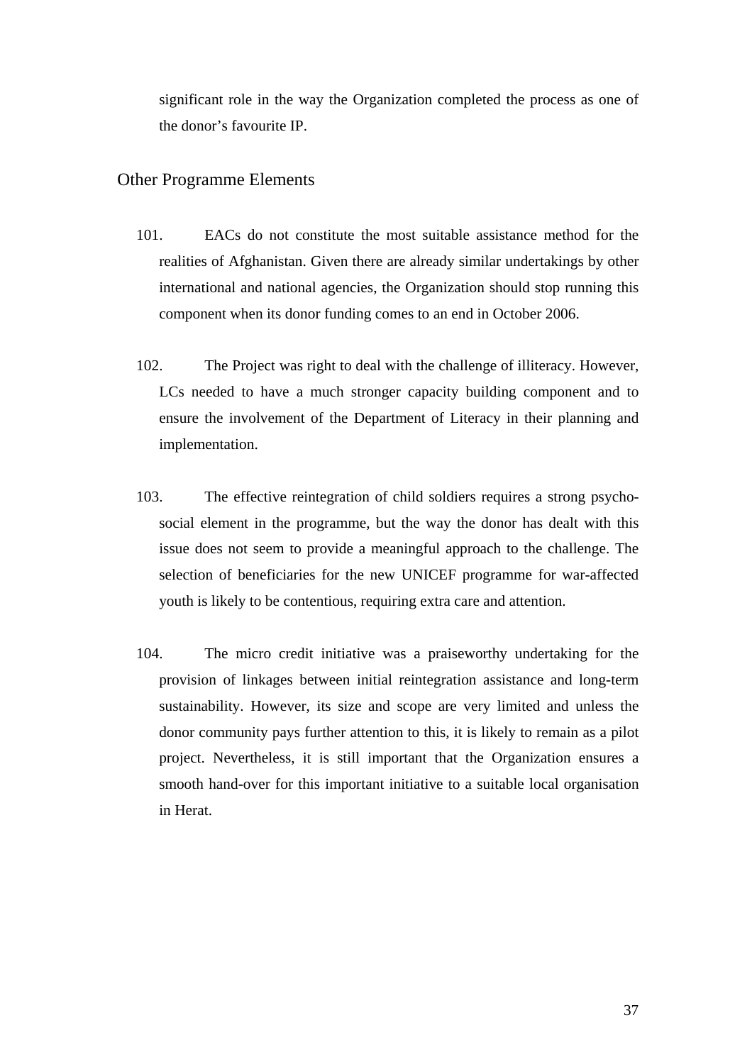significant role in the way the Organization completed the process as one of the donor's favourite IP.

## Other Programme Elements

101. EACs do not constitute the most suitable assistance method for the realities of Afghanistan. Given there are already similar undertakings by other international and national agencies, the Organization should stop running this component when its donor funding comes to an end in October 2006.

102. The Project was right to deal with the challenge of illiteracy. However, LCs needed to have a much stronger capacity building component and to ensure the involvement of the Department of Literacy in their planning and implementation.

103. The effective reintegration of child soldiers requires a strong psycho-social element in the programme, but the way the donor has dealt with this issue does not seem to provide a meaningful approach to the challenge. The selection of beneficiaries for the new UNICEF programme for war-affected youth is likely to be contentious, requiring extra care and attention.

104. The micro credit initiative was a praiseworthy undertaking for the provision of linkages between initial reintegration assistance and long-term sustainability. However, its size and scope are very limited and unless the donor community pays further attention to this, it is likely to remain as a pilot project. Nevertheless, it is still important that the Organization ensures a smooth hand-over for this important initiative to a suitable local organisation in Herat.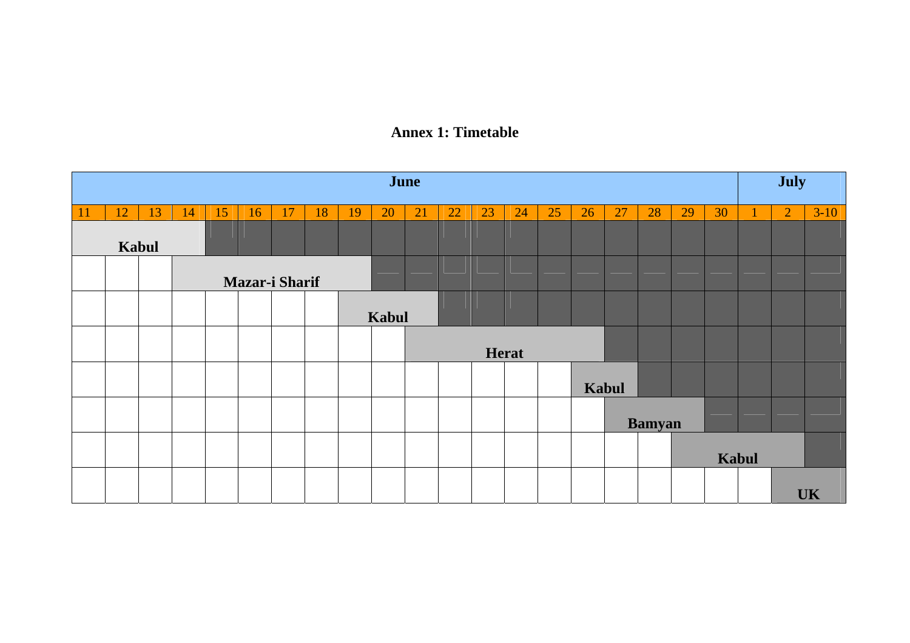# Annex 1: Timetable

| June | | | | | | | | | | | | | | | | | | | | July | | |
|---|---|---|---|---|---|---|---|---|---|---|---|---|---|---|---|---|---|---|---|---|---|---|
| 11 | 12 | 13 | 14 | 15 | 16 | 17 | 18 | 19 | 20 | 21 | 22 | 23 | 24 | 25 | 26 | 27 | 28 | 29 | 30 | 1 | 2 | 3-10 |
| Kabul | Kabul | Kabul | Kabul | | | | | | | | | | | | | | | | | | | |
| | | | Mazar-i Sharif | Mazar-i Sharif | Mazar-i Sharif | Mazar-i Sharif | Mazar-i Sharif | Mazar-i Sharif | | | | | | | | | | | | | | |
| | | | | | | | | Kabul | Kabul | Kabul | | | | | | | | | | | | |
| | | | | | | | | | | Herat | Herat | Herat | Herat | Herat | Herat | | | | | | | |
| | | | | | | | | | | | | | | | Kabul | Kabul | | | | | | |
| | | | | | | | | | | | | | | | | Bamyan | Bamyan | Bamyan | | | | |
| | | | | | | | | | | | | | | | | | | Kabul | Kabul | Kabul | Kabul | |
| | | | | | | | | | | | | | | | | | | | | | UK | UK |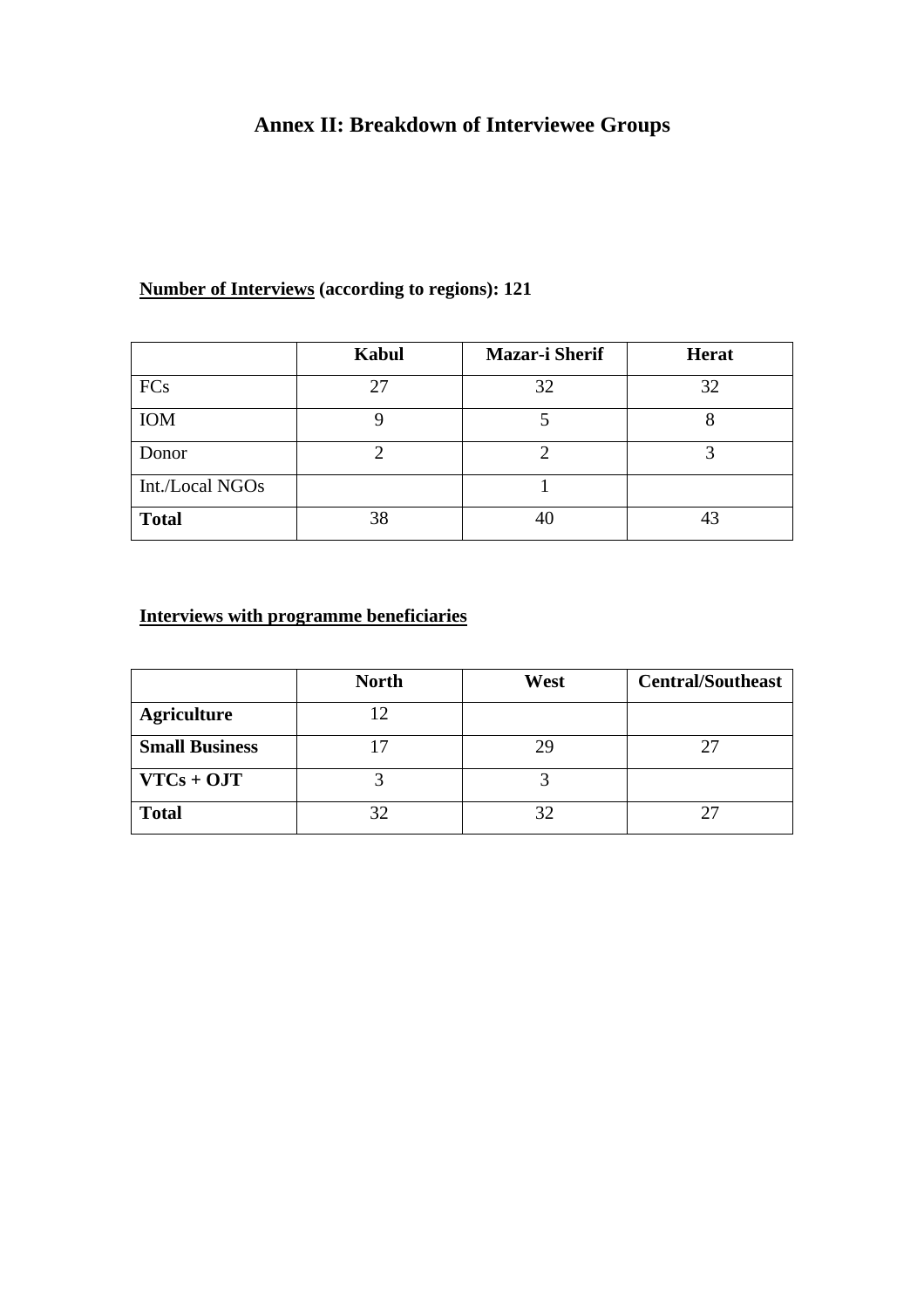# Annex II: Breakdown of Interviewee Groups

**Number of Interviews (according to regions): 121**

| | Kabul | Mazar-i Sherif | Herat |
|---|---|---|---|
| FCs | 27 | 32 | 32 |
| IOM | 9 | 5 | 8 |
| Donor | 2 | 2 | 3 |
| Int./Local NGOs | | 1 | |
| **Total** | 38 | 40 | 43 |

**Interviews with programme beneficiaries**

| | North | West | Central/Southeast |
|---|---|---|---|
| **Agriculture** | 12 | | |
| **Small Business** | 17 | 29 | 27 |
| **VTCs + OJT** | 3 | 3 | |
| **Total** | 32 | 32 | 27 |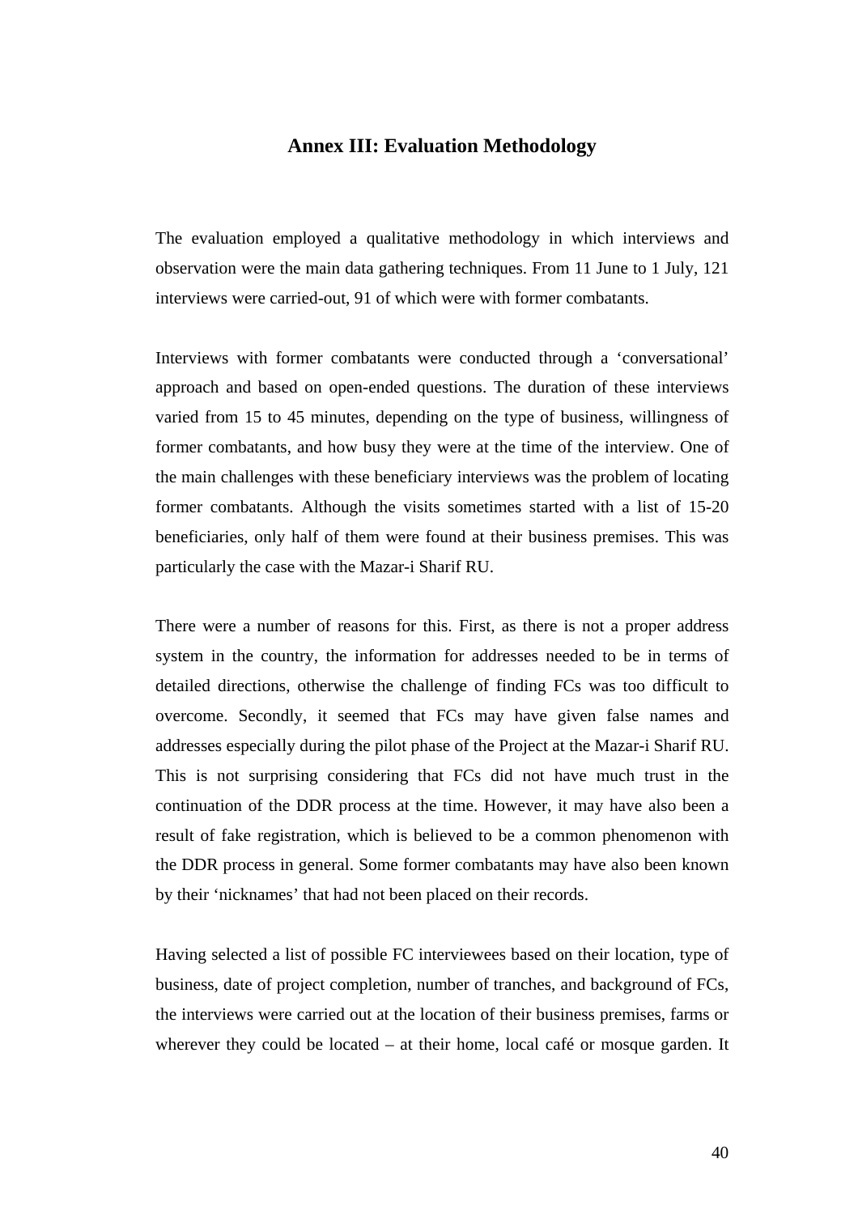# Annex III: Evaluation Methodology

The evaluation employed a qualitative methodology in which interviews and observation were the main data gathering techniques. From 11 June to 1 July, 121 interviews were carried-out, 91 of which were with former combatants.

Interviews with former combatants were conducted through a 'conversational' approach and based on open-ended questions. The duration of these interviews varied from 15 to 45 minutes, depending on the type of business, willingness of former combatants, and how busy they were at the time of the interview. One of the main challenges with these beneficiary interviews was the problem of locating former combatants. Although the visits sometimes started with a list of 15-20 beneficiaries, only half of them were found at their business premises. This was particularly the case with the Mazar-i Sharif RU.

There were a number of reasons for this. First, as there is not a proper address system in the country, the information for addresses needed to be in terms of detailed directions, otherwise the challenge of finding FCs was too difficult to overcome. Secondly, it seemed that FCs may have given false names and addresses especially during the pilot phase of the Project at the Mazar-i Sharif RU. This is not surprising considering that FCs did not have much trust in the continuation of the DDR process at the time. However, it may have also been a result of fake registration, which is believed to be a common phenomenon with the DDR process in general. Some former combatants may have also been known by their 'nicknames' that had not been placed on their records.

Having selected a list of possible FC interviewees based on their location, type of business, date of project completion, number of tranches, and background of FCs, the interviews were carried out at the location of their business premises, farms or wherever they could be located – at their home, local café or mosque garden. It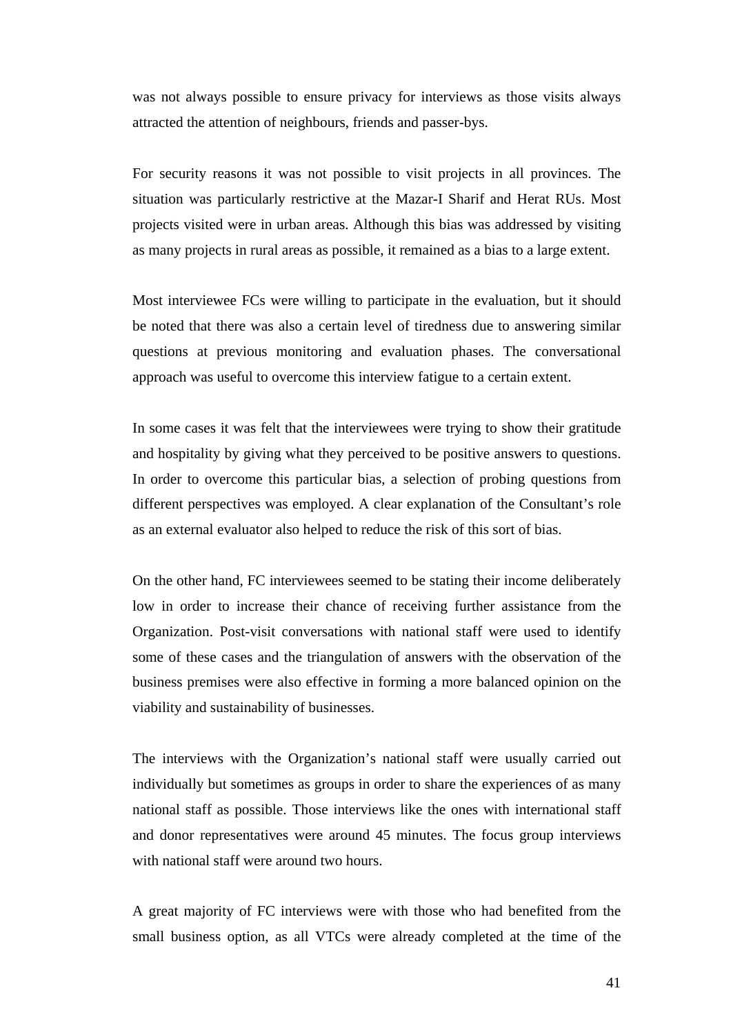was not always possible to ensure privacy for interviews as those visits always attracted the attention of neighbours, friends and passer-bys.

For security reasons it was not possible to visit projects in all provinces. The situation was particularly restrictive at the Mazar-I Sharif and Herat RUs. Most projects visited were in urban areas. Although this bias was addressed by visiting as many projects in rural areas as possible, it remained as a bias to a large extent.

Most interviewee FCs were willing to participate in the evaluation, but it should be noted that there was also a certain level of tiredness due to answering similar questions at previous monitoring and evaluation phases. The conversational approach was useful to overcome this interview fatigue to a certain extent.

In some cases it was felt that the interviewees were trying to show their gratitude and hospitality by giving what they perceived to be positive answers to questions. In order to overcome this particular bias, a selection of probing questions from different perspectives was employed. A clear explanation of the Consultant's role as an external evaluator also helped to reduce the risk of this sort of bias.

On the other hand, FC interviewees seemed to be stating their income deliberately low in order to increase their chance of receiving further assistance from the Organization. Post-visit conversations with national staff were used to identify some of these cases and the triangulation of answers with the observation of the business premises were also effective in forming a more balanced opinion on the viability and sustainability of businesses.

The interviews with the Organization's national staff were usually carried out individually but sometimes as groups in order to share the experiences of as many national staff as possible. Those interviews like the ones with international staff and donor representatives were around 45 minutes. The focus group interviews with national staff were around two hours.

A great majority of FC interviews were with those who had benefited from the small business option, as all VTCs were already completed at the time of the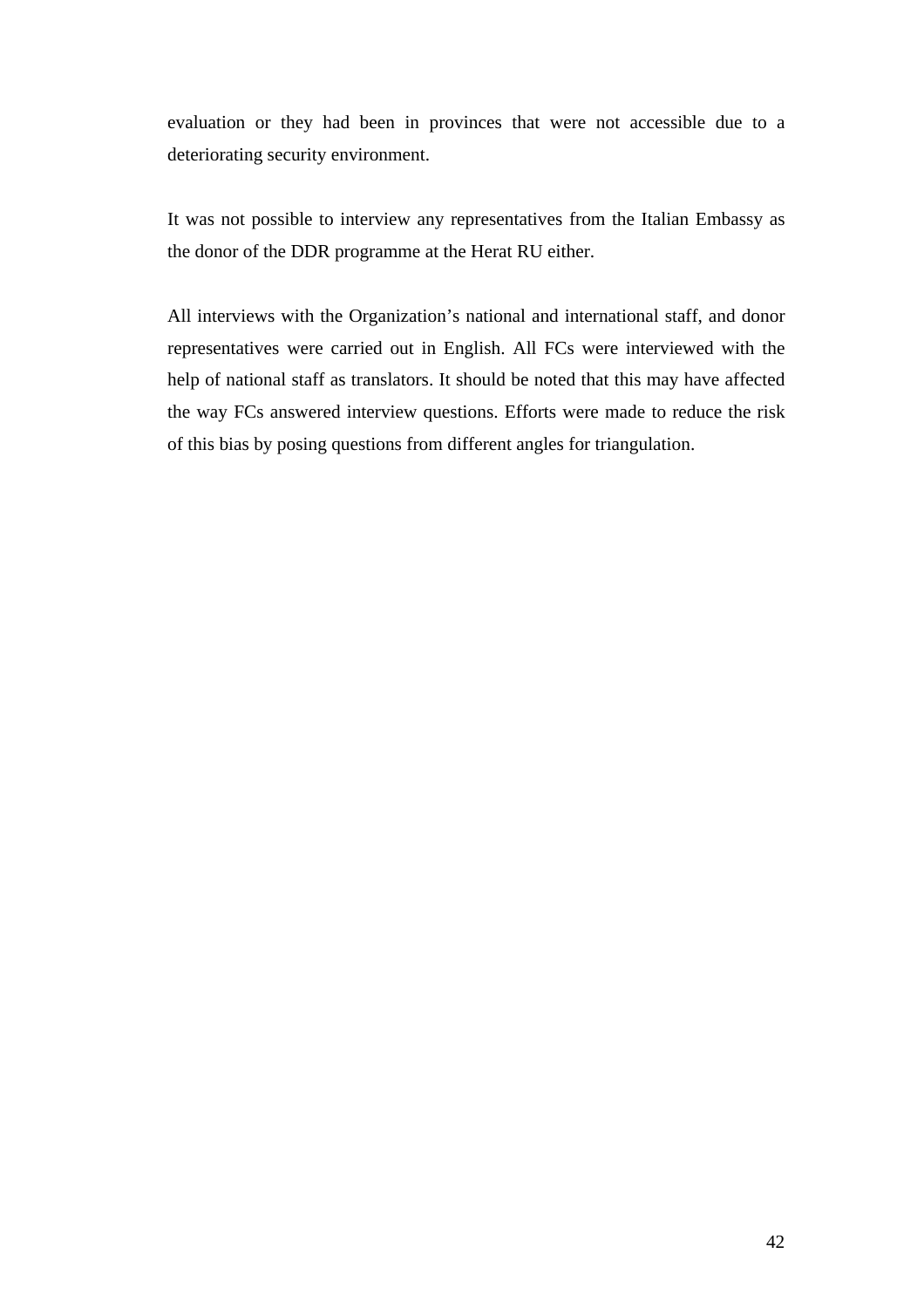evaluation or they had been in provinces that were not accessible due to a deteriorating security environment.

It was not possible to interview any representatives from the Italian Embassy as the donor of the DDR programme at the Herat RU either.

All interviews with the Organization's national and international staff, and donor representatives were carried out in English. All FCs were interviewed with the help of national staff as translators. It should be noted that this may have affected the way FCs answered interview questions. Efforts were made to reduce the risk of this bias by posing questions from different angles for triangulation.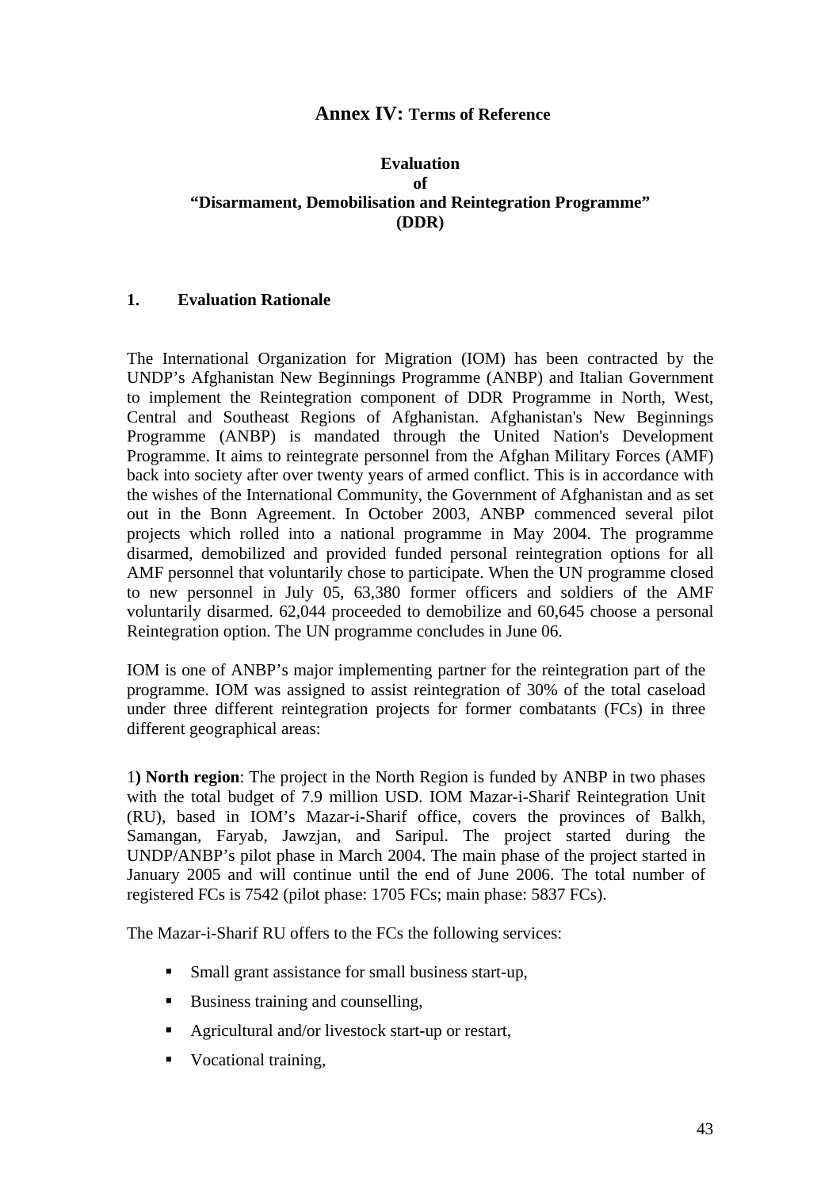# Annex IV: Terms of Reference

## Evaluation of "Disarmament, Demobilisation and Reintegration Programme" (DDR)

### 1. Evaluation Rationale

The International Organization for Migration (IOM) has been contracted by the UNDP's Afghanistan New Beginnings Programme (ANBP) and Italian Government to implement the Reintegration component of DDR Programme in North, West, Central and Southeast Regions of Afghanistan. Afghanistan's New Beginnings Programme (ANBP) is mandated through the United Nation's Development Programme. It aims to reintegrate personnel from the Afghan Military Forces (AMF) back into society after over twenty years of armed conflict. This is in accordance with the wishes of the International Community, the Government of Afghanistan and as set out in the Bonn Agreement. In October 2003, ANBP commenced several pilot projects which rolled into a national programme in May 2004. The programme disarmed, demobilized and provided funded personal reintegration options for all AMF personnel that voluntarily chose to participate. When the UN programme closed to new personnel in July 05, 63,380 former officers and soldiers of the AMF voluntarily disarmed. 62,044 proceeded to demobilize and 60,645 choose a personal Reintegration option. The UN programme concludes in June 06.

IOM is one of ANBP's major implementing partner for the reintegration part of the programme. IOM was assigned to assist reintegration of 30% of the total caseload under three different reintegration projects for former combatants (FCs) in three different geographical areas:

1**) North region**: The project in the North Region is funded by ANBP in two phases with the total budget of 7.9 million USD. IOM Mazar-i-Sharif Reintegration Unit (RU), based in IOM's Mazar-i-Sharif office, covers the provinces of Balkh, Samangan, Faryab, Jawzjan, and Saripul. The project started during the UNDP/ANBP's pilot phase in March 2004. The main phase of the project started in January 2005 and will continue until the end of June 2006. The total number of registered FCs is 7542 (pilot phase: 1705 FCs; main phase: 5837 FCs).

The Mazar-i-Sharif RU offers to the FCs the following services:

- Small grant assistance for small business start-up,
- Business training and counselling,
- Agricultural and/or livestock start-up or restart,
- Vocational training,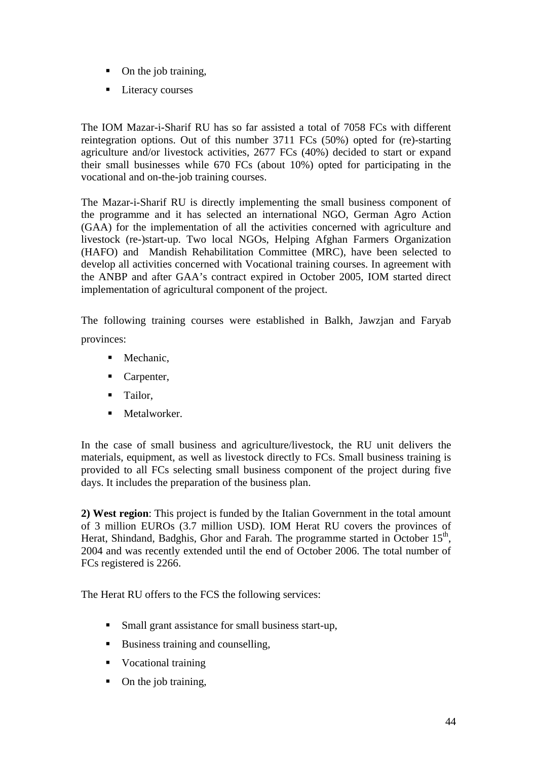- On the job training,
- Literacy courses

The IOM Mazar-i-Sharif RU has so far assisted a total of 7058 FCs with different reintegration options. Out of this number 3711 FCs (50%) opted for (re)-starting agriculture and/or livestock activities, 2677 FCs (40%) decided to start or expand their small businesses while 670 FCs (about 10%) opted for participating in the vocational and on-the-job training courses.

The Mazar-i-Sharif RU is directly implementing the small business component of the programme and it has selected an international NGO, German Agro Action (GAA) for the implementation of all the activities concerned with agriculture and livestock (re-)start-up. Two local NGOs, Helping Afghan Farmers Organization (HAFO) and Mandish Rehabilitation Committee (MRC), have been selected to develop all activities concerned with Vocational training courses. In agreement with the ANBP and after GAA's contract expired in October 2005, IOM started direct implementation of agricultural component of the project.

The following training courses were established in Balkh, Jawzjan and Faryab provinces:

- Mechanic,
- Carpenter,
- Tailor,
- Metalworker.

In the case of small business and agriculture/livestock, the RU unit delivers the materials, equipment, as well as livestock directly to FCs. Small business training is provided to all FCs selecting small business component of the project during five days. It includes the preparation of the business plan.

**2) West region**: This project is funded by the Italian Government in the total amount of 3 million EUROs (3.7 million USD). IOM Herat RU covers the provinces of Herat, Shindand, Badghis, Ghor and Farah. The programme started in October 15th, 2004 and was recently extended until the end of October 2006. The total number of FCs registered is 2266.

The Herat RU offers to the FCS the following services:

- Small grant assistance for small business start-up,
- Business training and counselling,
- Vocational training
- On the job training,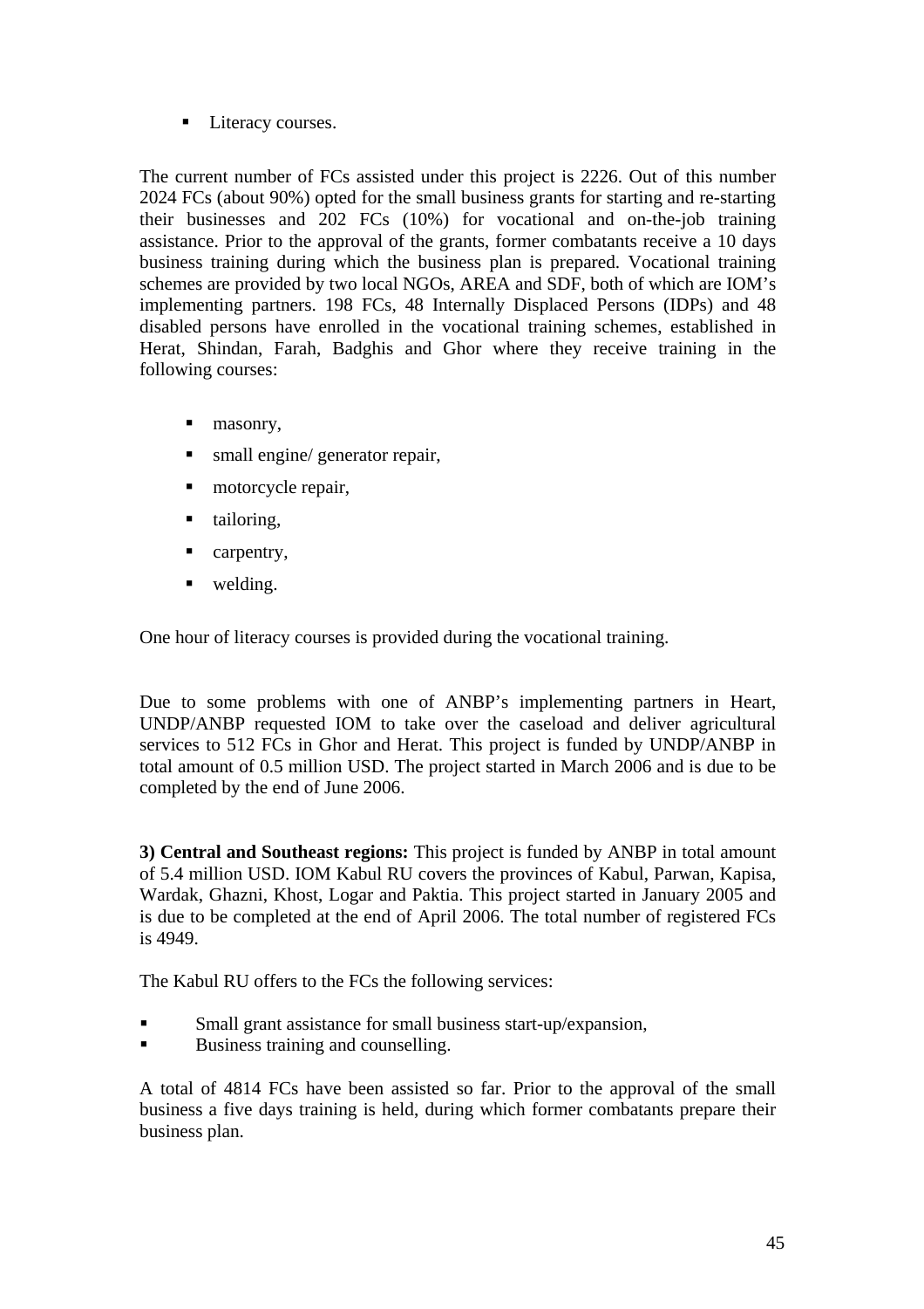- Literacy courses.

The current number of FCs assisted under this project is 2226. Out of this number 2024 FCs (about 90%) opted for the small business grants for starting and re-starting their businesses and 202 FCs (10%) for vocational and on-the-job training assistance. Prior to the approval of the grants, former combatants receive a 10 days business training during which the business plan is prepared. Vocational training schemes are provided by two local NGOs, AREA and SDF, both of which are IOM's implementing partners. 198 FCs, 48 Internally Displaced Persons (IDPs) and 48 disabled persons have enrolled in the vocational training schemes, established in Herat, Shindan, Farah, Badghis and Ghor where they receive training in the following courses:

- masonry,
- small engine/ generator repair,
- motorcycle repair,
- tailoring,
- carpentry,
- welding.

One hour of literacy courses is provided during the vocational training.

Due to some problems with one of ANBP's implementing partners in Heart, UNDP/ANBP requested IOM to take over the caseload and deliver agricultural services to 512 FCs in Ghor and Herat. This project is funded by UNDP/ANBP in total amount of 0.5 million USD. The project started in March 2006 and is due to be completed by the end of June 2006.

**3) Central and Southeast regions:** This project is funded by ANBP in total amount of 5.4 million USD. IOM Kabul RU covers the provinces of Kabul, Parwan, Kapisa, Wardak, Ghazni, Khost, Logar and Paktia. This project started in January 2005 and is due to be completed at the end of April 2006. The total number of registered FCs is 4949.

The Kabul RU offers to the FCs the following services:

- Small grant assistance for small business start-up/expansion,
- Business training and counselling.

A total of 4814 FCs have been assisted so far. Prior to the approval of the small business a five days training is held, during which former combatants prepare their business plan.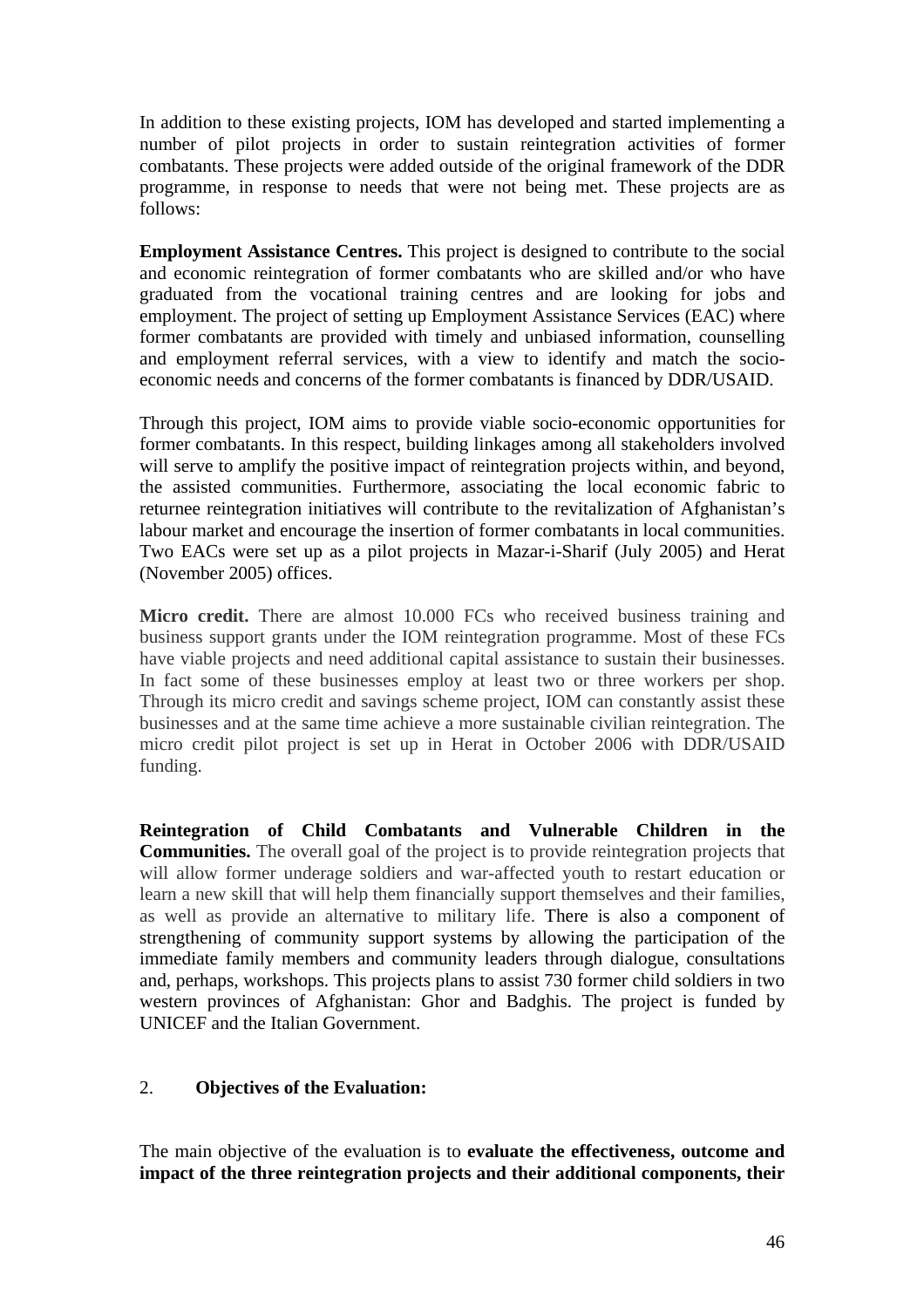In addition to these existing projects, IOM has developed and started implementing a number of pilot projects in order to sustain reintegration activities of former combatants. These projects were added outside of the original framework of the DDR programme, in response to needs that were not being met. These projects are as follows:

**Employment Assistance Centres.** This project is designed to contribute to the social and economic reintegration of former combatants who are skilled and/or who have graduated from the vocational training centres and are looking for jobs and employment. The project of setting up Employment Assistance Services (EAC) where former combatants are provided with timely and unbiased information, counselling and employment referral services, with a view to identify and match the socio-economic needs and concerns of the former combatants is financed by DDR/USAID.

Through this project, IOM aims to provide viable socio-economic opportunities for former combatants. In this respect, building linkages among all stakeholders involved will serve to amplify the positive impact of reintegration projects within, and beyond, the assisted communities. Furthermore, associating the local economic fabric to returnee reintegration initiatives will contribute to the revitalization of Afghanistan's labour market and encourage the insertion of former combatants in local communities. Two EACs were set up as a pilot projects in Mazar-i-Sharif (July 2005) and Herat (November 2005) offices.

**Micro credit.** There are almost 10.000 FCs who received business training and business support grants under the IOM reintegration programme. Most of these FCs have viable projects and need additional capital assistance to sustain their businesses. In fact some of these businesses employ at least two or three workers per shop. Through its micro credit and savings scheme project, IOM can constantly assist these businesses and at the same time achieve a more sustainable civilian reintegration. The micro credit pilot project is set up in Herat in October 2006 with DDR/USAID funding.

**Reintegration of Child Combatants and Vulnerable Children in the Communities.** The overall goal of the project is to provide reintegration projects that will allow former underage soldiers and war-affected youth to restart education or learn a new skill that will help them financially support themselves and their families, as well as provide an alternative to military life. There is also a component of strengthening of community support systems by allowing the participation of the immediate family members and community leaders through dialogue, consultations and, perhaps, workshops. This projects plans to assist 730 former child soldiers in two western provinces of Afghanistan: Ghor and Badghis. The project is funded by UNICEF and the Italian Government.

## 2. **Objectives of the Evaluation:**

The main objective of the evaluation is to **evaluate the effectiveness, outcome and impact of the three reintegration projects and their additional components, their**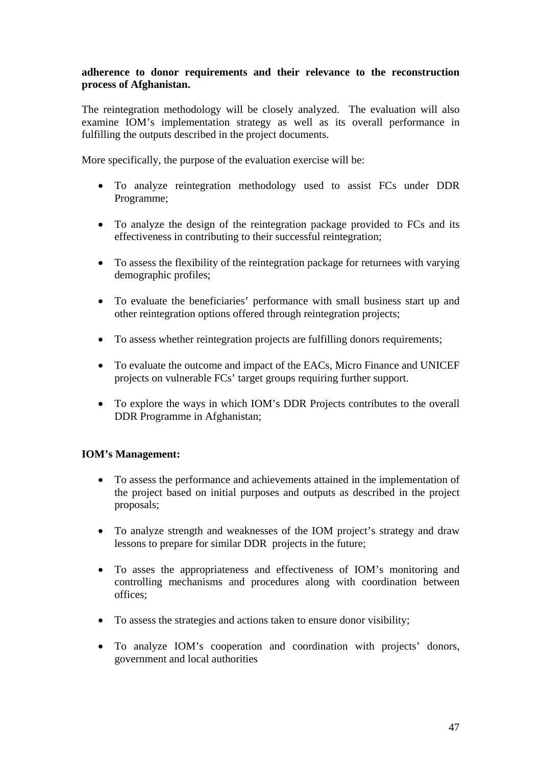**adherence to donor requirements and their relevance to the reconstruction process of Afghanistan.**

The reintegration methodology will be closely analyzed. The evaluation will also examine IOM's implementation strategy as well as its overall performance in fulfilling the outputs described in the project documents.

More specifically, the purpose of the evaluation exercise will be:

- To analyze reintegration methodology used to assist FCs under DDR Programme;
- To analyze the design of the reintegration package provided to FCs and its effectiveness in contributing to their successful reintegration;
- To assess the flexibility of the reintegration package for returnees with varying demographic profiles;
- To evaluate the beneficiaries' performance with small business start up and other reintegration options offered through reintegration projects;
- To assess whether reintegration projects are fulfilling donors requirements;
- To evaluate the outcome and impact of the EACs, Micro Finance and UNICEF projects on vulnerable FCs' target groups requiring further support.
- To explore the ways in which IOM's DDR Projects contributes to the overall DDR Programme in Afghanistan;

**IOM's Management:**

- To assess the performance and achievements attained in the implementation of the project based on initial purposes and outputs as described in the project proposals;
- To analyze strength and weaknesses of the IOM project's strategy and draw lessons to prepare for similar DDR projects in the future;
- To asses the appropriateness and effectiveness of IOM's monitoring and controlling mechanisms and procedures along with coordination between offices;
- To assess the strategies and actions taken to ensure donor visibility;
- To analyze IOM's cooperation and coordination with projects' donors, government and local authorities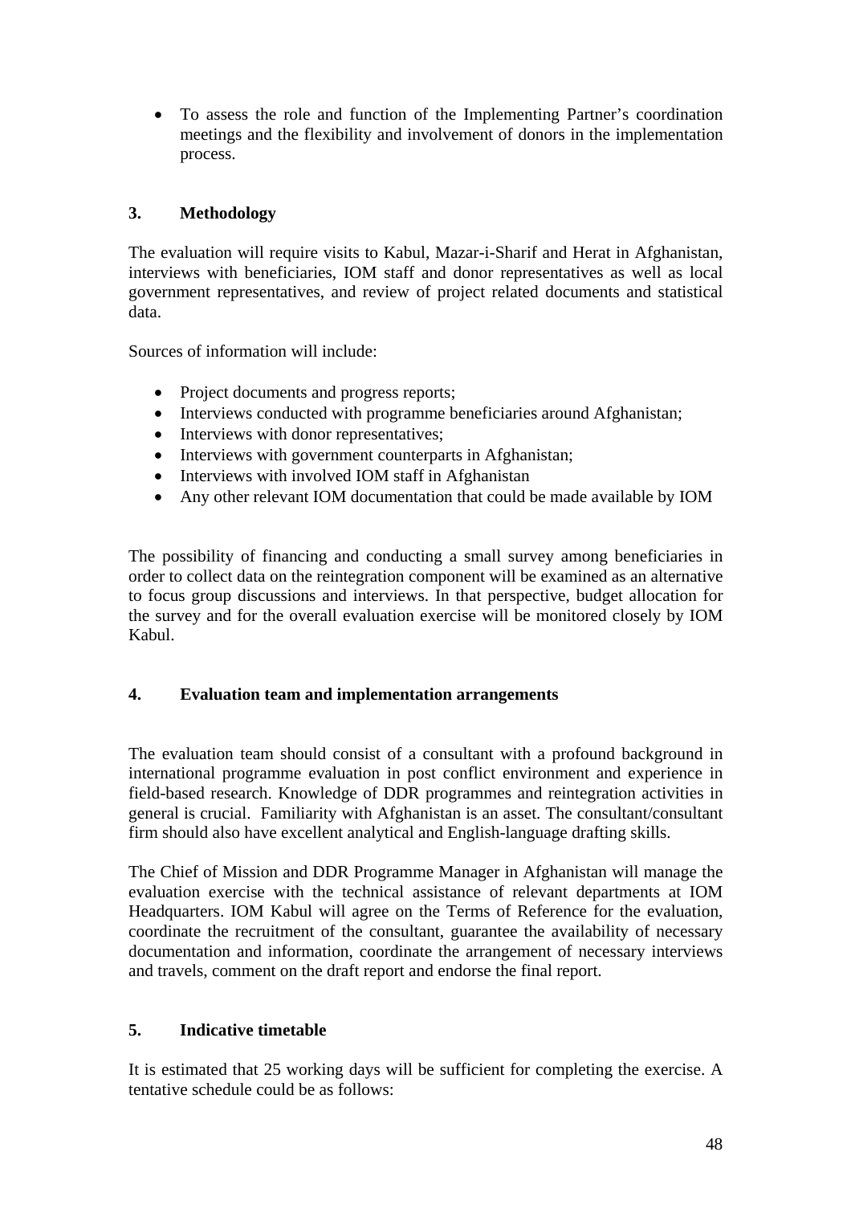- To assess the role and function of the Implementing Partner's coordination meetings and the flexibility and involvement of donors in the implementation process.

## 3. Methodology

The evaluation will require visits to Kabul, Mazar-i-Sharif and Herat in Afghanistan, interviews with beneficiaries, IOM staff and donor representatives as well as local government representatives, and review of project related documents and statistical data.

Sources of information will include:

- Project documents and progress reports;
- Interviews conducted with programme beneficiaries around Afghanistan;
- Interviews with donor representatives;
- Interviews with government counterparts in Afghanistan;
- Interviews with involved IOM staff in Afghanistan
- Any other relevant IOM documentation that could be made available by IOM

The possibility of financing and conducting a small survey among beneficiaries in order to collect data on the reintegration component will be examined as an alternative to focus group discussions and interviews. In that perspective, budget allocation for the survey and for the overall evaluation exercise will be monitored closely by IOM Kabul.

## 4. Evaluation team and implementation arrangements

The evaluation team should consist of a consultant with a profound background in international programme evaluation in post conflict environment and experience in field-based research. Knowledge of DDR programmes and reintegration activities in general is crucial. Familiarity with Afghanistan is an asset. The consultant/consultant firm should also have excellent analytical and English-language drafting skills.

The Chief of Mission and DDR Programme Manager in Afghanistan will manage the evaluation exercise with the technical assistance of relevant departments at IOM Headquarters. IOM Kabul will agree on the Terms of Reference for the evaluation, coordinate the recruitment of the consultant, guarantee the availability of necessary documentation and information, coordinate the arrangement of necessary interviews and travels, comment on the draft report and endorse the final report.

## 5. Indicative timetable

It is estimated that 25 working days will be sufficient for completing the exercise. A tentative schedule could be as follows: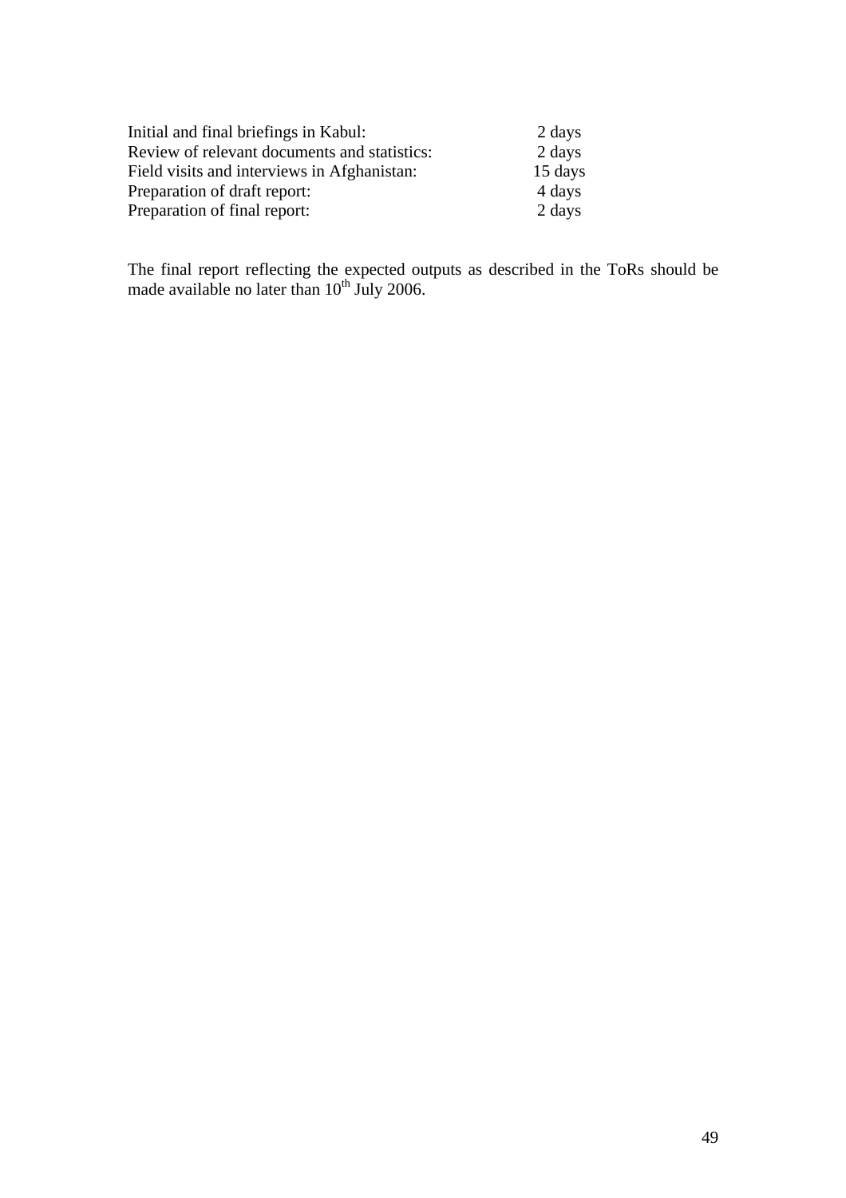| | |
|---|---|
| Initial and final briefings in Kabul: | 2 days |
| Review of relevant documents and statistics: | 2 days |
| Field visits and interviews in Afghanistan: | 15 days |
| Preparation of draft report: | 4 days |
| Preparation of final report: | 2 days |

The final report reflecting the expected outputs as described in the ToRs should be made available no later than 10th July 2006.